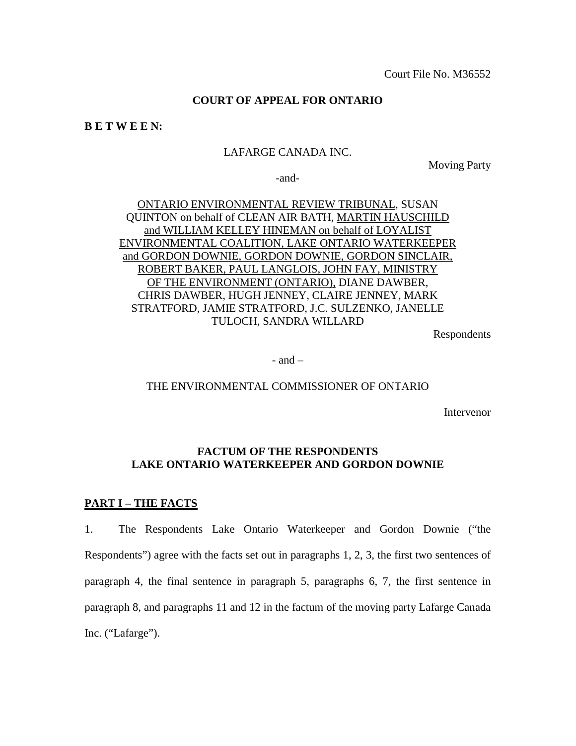Court File No. M36552

**COURT OF APPEAL FOR ONTARIO**

**B E T W E E N:**

LAFARGE CANADA INC.

Moving Party

-and-

ONTARIO ENVIRONMENTAL REVIEW TRIBUNAL, SUSAN QUINTON on behalf of CLEAN AIR BATH, MARTIN HAUSCHILD and WILLIAM KELLEY HINEMAN on behalf of LOYALIST ENVIRONMENTAL COALITION, LAKE ONTARIO WATERKEEPER and GORDON DOWNIE, GORDON DOWNIE, GORDON SINCLAIR, ROBERT BAKER, PAUL LANGLOIS, JOHN FAY, MINISTRY OF THE ENVIRONMENT (ONTARIO), DIANE DAWBER, CHRIS DAWBER, HUGH JENNEY, CLAIRE JENNEY, MARK STRATFORD, JAMIE STRATFORD, J.C. SULZENKO, JANELLE TULOCH, SANDRA WILLARD

Respondents

- and –

THE ENVIRONMENTAL COMMISSIONER OF ONTARIO

Intervenor

**FACTUM OF THE RESPONDENTS LAKE ONTARIO WATERKEEPER AND GORDON DOWNIE**

## PART I – THE FACTS

1. The Respondents Lake Ontario Waterkeeper and Gordon Downie ("the Respondents") agree with the facts set out in paragraphs 1, 2, 3, the first two sentences of paragraph 4, the final sentence in paragraph 5, paragraphs 6, 7, the first sentence in paragraph 8, and paragraphs 11 and 12 in the factum of the moving party Lafarge Canada Inc. ("Lafarge").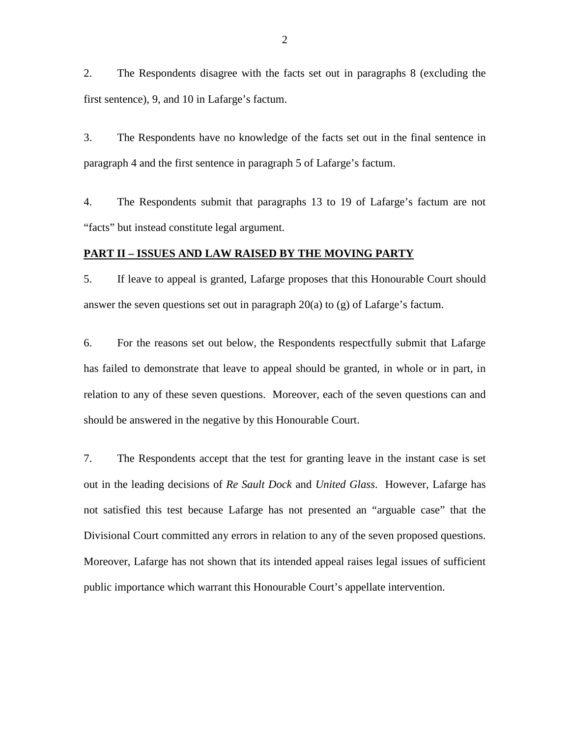2. The Respondents disagree with the facts set out in paragraphs 8 (excluding the first sentence), 9, and 10 in Lafarge's factum.

3. The Respondents have no knowledge of the facts set out in the final sentence in paragraph 4 and the first sentence in paragraph 5 of Lafarge's factum.

4. The Respondents submit that paragraphs 13 to 19 of Lafarge's factum are not "facts" but instead constitute legal argument.

## PART II – ISSUES AND LAW RAISED BY THE MOVING PARTY

5. If leave to appeal is granted, Lafarge proposes that this Honourable Court should answer the seven questions set out in paragraph 20(a) to (g) of Lafarge's factum.

6. For the reasons set out below, the Respondents respectfully submit that Lafarge has failed to demonstrate that leave to appeal should be granted, in whole or in part, in relation to any of these seven questions. Moreover, each of the seven questions can and should be answered in the negative by this Honourable Court.

7. The Respondents accept that the test for granting leave in the instant case is set out in the leading decisions of *Re Sault Dock* and *United Glass*. However, Lafarge has not satisfied this test because Lafarge has not presented an "arguable case" that the Divisional Court committed any errors in relation to any of the seven proposed questions. Moreover, Lafarge has not shown that its intended appeal raises legal issues of sufficient public importance which warrant this Honourable Court's appellate intervention.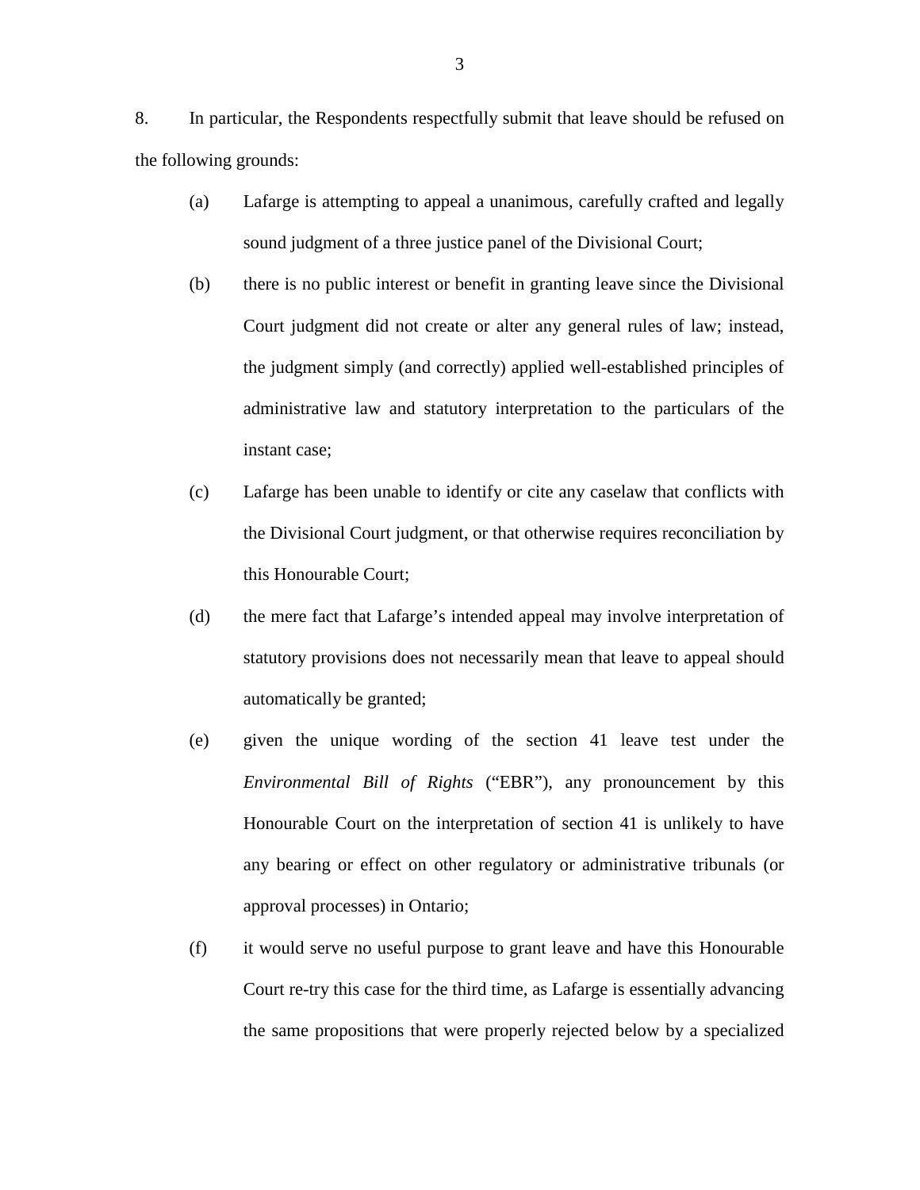8. In particular, the Respondents respectfully submit that leave should be refused on the following grounds:

(a) Lafarge is attempting to appeal a unanimous, carefully crafted and legally sound judgment of a three justice panel of the Divisional Court;

(b) there is no public interest or benefit in granting leave since the Divisional Court judgment did not create or alter any general rules of law; instead, the judgment simply (and correctly) applied well-established principles of administrative law and statutory interpretation to the particulars of the instant case;

(c) Lafarge has been unable to identify or cite any caselaw that conflicts with the Divisional Court judgment, or that otherwise requires reconciliation by this Honourable Court;

(d) the mere fact that Lafarge's intended appeal may involve interpretation of statutory provisions does not necessarily mean that leave to appeal should automatically be granted;

(e) given the unique wording of the section 41 leave test under the *Environmental Bill of Rights* ("EBR"), any pronouncement by this Honourable Court on the interpretation of section 41 is unlikely to have any bearing or effect on other regulatory or administrative tribunals (or approval processes) in Ontario;

(f) it would serve no useful purpose to grant leave and have this Honourable Court re-try this case for the third time, as Lafarge is essentially advancing the same propositions that were properly rejected below by a specialized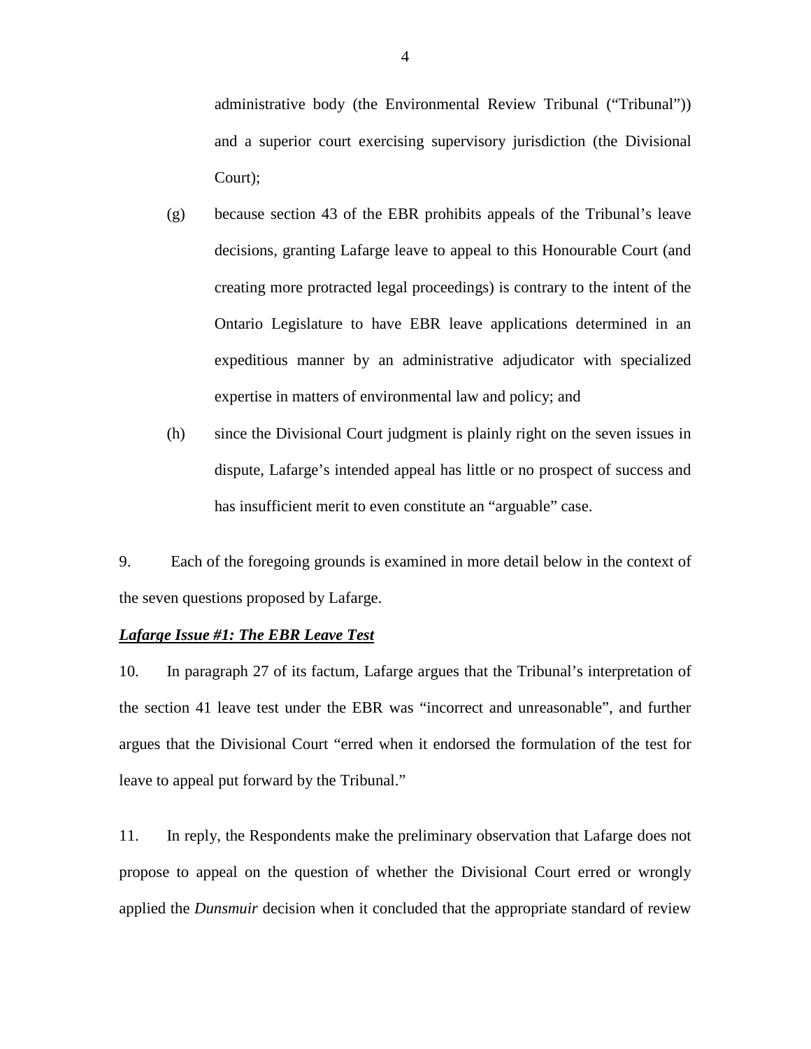administrative body (the Environmental Review Tribunal ("Tribunal")) and a superior court exercising supervisory jurisdiction (the Divisional Court);

(g) because section 43 of the EBR prohibits appeals of the Tribunal's leave decisions, granting Lafarge leave to appeal to this Honourable Court (and creating more protracted legal proceedings) is contrary to the intent of the Ontario Legislature to have EBR leave applications determined in an expeditious manner by an administrative adjudicator with specialized expertise in matters of environmental law and policy; and

(h) since the Divisional Court judgment is plainly right on the seven issues in dispute, Lafarge's intended appeal has little or no prospect of success and has insufficient merit to even constitute an "arguable" case.

9. Each of the foregoing grounds is examined in more detail below in the context of the seven questions proposed by Lafarge.

***Lafarge Issue #1: The EBR Leave Test***

10. In paragraph 27 of its factum, Lafarge argues that the Tribunal's interpretation of the section 41 leave test under the EBR was "incorrect and unreasonable", and further argues that the Divisional Court "erred when it endorsed the formulation of the test for leave to appeal put forward by the Tribunal."

11. In reply, the Respondents make the preliminary observation that Lafarge does not propose to appeal on the question of whether the Divisional Court erred or wrongly applied the *Dunsmuir* decision when it concluded that the appropriate standard of review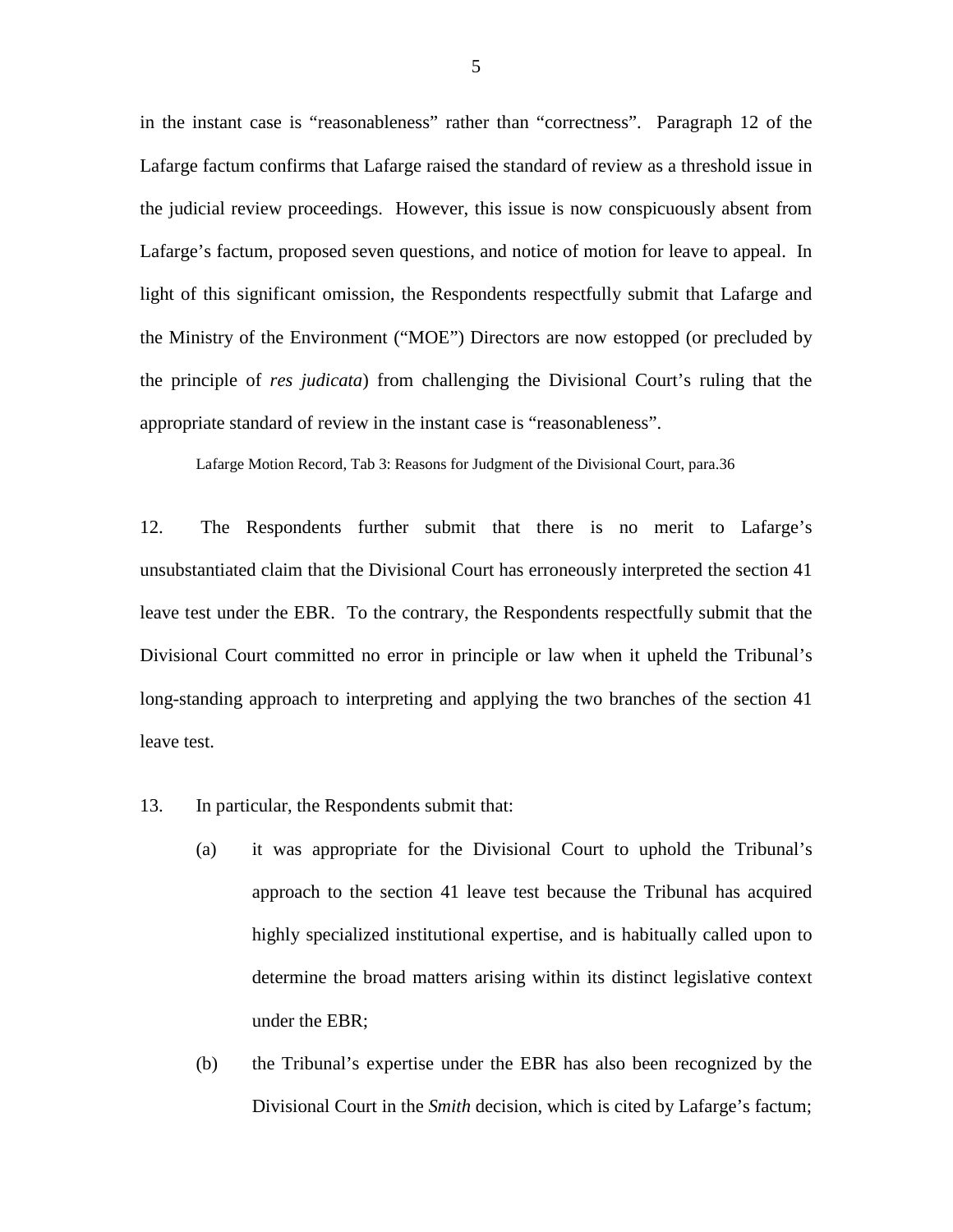in the instant case is "reasonableness" rather than "correctness". Paragraph 12 of the Lafarge factum confirms that Lafarge raised the standard of review as a threshold issue in the judicial review proceedings. However, this issue is now conspicuously absent from Lafarge's factum, proposed seven questions, and notice of motion for leave to appeal. In light of this significant omission, the Respondents respectfully submit that Lafarge and the Ministry of the Environment ("MOE") Directors are now estopped (or precluded by the principle of *res judicata*) from challenging the Divisional Court's ruling that the appropriate standard of review in the instant case is "reasonableness".

Lafarge Motion Record, Tab 3: Reasons for Judgment of the Divisional Court, para.36

12. The Respondents further submit that there is no merit to Lafarge's unsubstantiated claim that the Divisional Court has erroneously interpreted the section 41 leave test under the EBR. To the contrary, the Respondents respectfully submit that the Divisional Court committed no error in principle or law when it upheld the Tribunal's long-standing approach to interpreting and applying the two branches of the section 41 leave test.

13. In particular, the Respondents submit that:

(a) it was appropriate for the Divisional Court to uphold the Tribunal's approach to the section 41 leave test because the Tribunal has acquired highly specialized institutional expertise, and is habitually called upon to determine the broad matters arising within its distinct legislative context under the EBR;

(b) the Tribunal's expertise under the EBR has also been recognized by the Divisional Court in the *Smith* decision, which is cited by Lafarge's factum;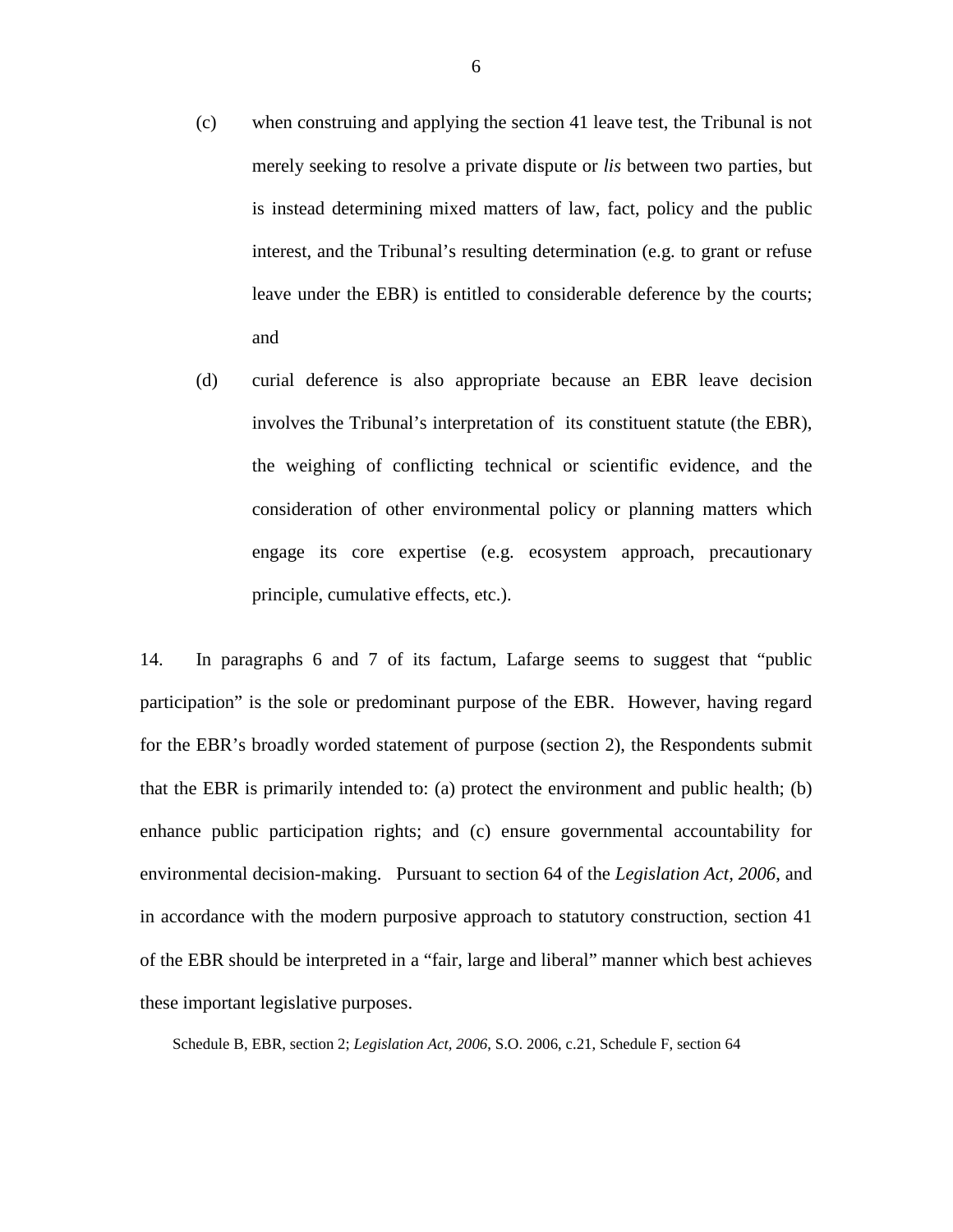(c) when construing and applying the section 41 leave test, the Tribunal is not merely seeking to resolve a private dispute or *lis* between two parties, but is instead determining mixed matters of law, fact, policy and the public interest, and the Tribunal's resulting determination (e.g. to grant or refuse leave under the EBR) is entitled to considerable deference by the courts; and

(d) curial deference is also appropriate because an EBR leave decision involves the Tribunal's interpretation of its constituent statute (the EBR), the weighing of conflicting technical or scientific evidence, and the consideration of other environmental policy or planning matters which engage its core expertise (e.g. ecosystem approach, precautionary principle, cumulative effects, etc.).

14. In paragraphs 6 and 7 of its factum, Lafarge seems to suggest that "public participation" is the sole or predominant purpose of the EBR. However, having regard for the EBR's broadly worded statement of purpose (section 2), the Respondents submit that the EBR is primarily intended to: (a) protect the environment and public health; (b) enhance public participation rights; and (c) ensure governmental accountability for environmental decision-making. Pursuant to section 64 of the *Legislation Act, 2006*, and in accordance with the modern purposive approach to statutory construction, section 41 of the EBR should be interpreted in a "fair, large and liberal" manner which best achieves these important legislative purposes.

Schedule B, EBR, section 2; *Legislation Act, 2006*, S.O. 2006, c.21, Schedule F, section 64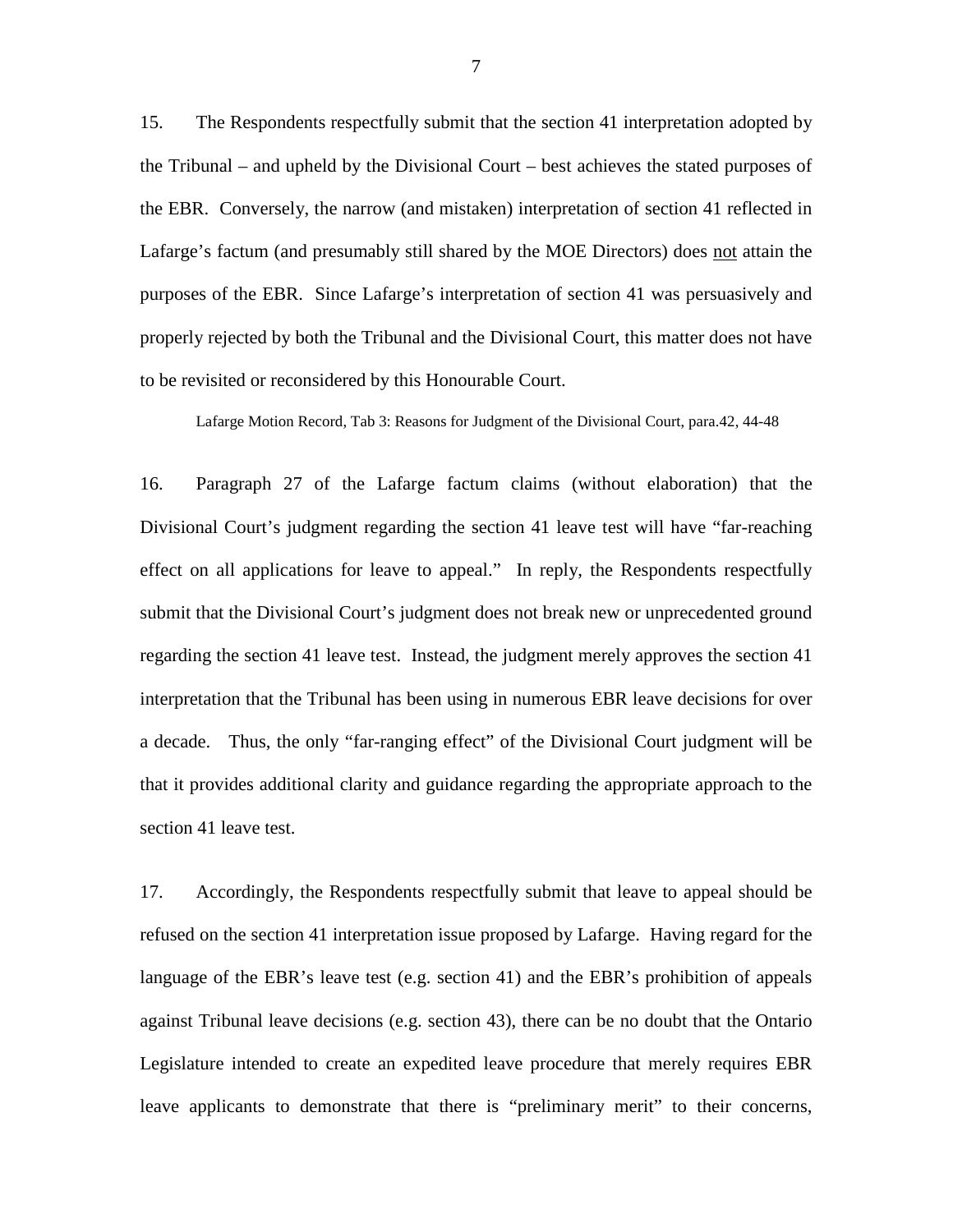15. The Respondents respectfully submit that the section 41 interpretation adopted by the Tribunal – and upheld by the Divisional Court – best achieves the stated purposes of the EBR. Conversely, the narrow (and mistaken) interpretation of section 41 reflected in Lafarge's factum (and presumably still shared by the MOE Directors) does <u>not</u> attain the purposes of the EBR. Since Lafarge's interpretation of section 41 was persuasively and properly rejected by both the Tribunal and the Divisional Court, this matter does not have to be revisited or reconsidered by this Honourable Court.

Lafarge Motion Record, Tab 3: Reasons for Judgment of the Divisional Court, para.42, 44-48

16. Paragraph 27 of the Lafarge factum claims (without elaboration) that the Divisional Court's judgment regarding the section 41 leave test will have "far-reaching effect on all applications for leave to appeal." In reply, the Respondents respectfully submit that the Divisional Court's judgment does not break new or unprecedented ground regarding the section 41 leave test. Instead, the judgment merely approves the section 41 interpretation that the Tribunal has been using in numerous EBR leave decisions for over a decade. Thus, the only "far-ranging effect" of the Divisional Court judgment will be that it provides additional clarity and guidance regarding the appropriate approach to the section 41 leave test.

17. Accordingly, the Respondents respectfully submit that leave to appeal should be refused on the section 41 interpretation issue proposed by Lafarge. Having regard for the language of the EBR's leave test (e.g. section 41) and the EBR's prohibition of appeals against Tribunal leave decisions (e.g. section 43), there can be no doubt that the Ontario Legislature intended to create an expedited leave procedure that merely requires EBR leave applicants to demonstrate that there is "preliminary merit" to their concerns,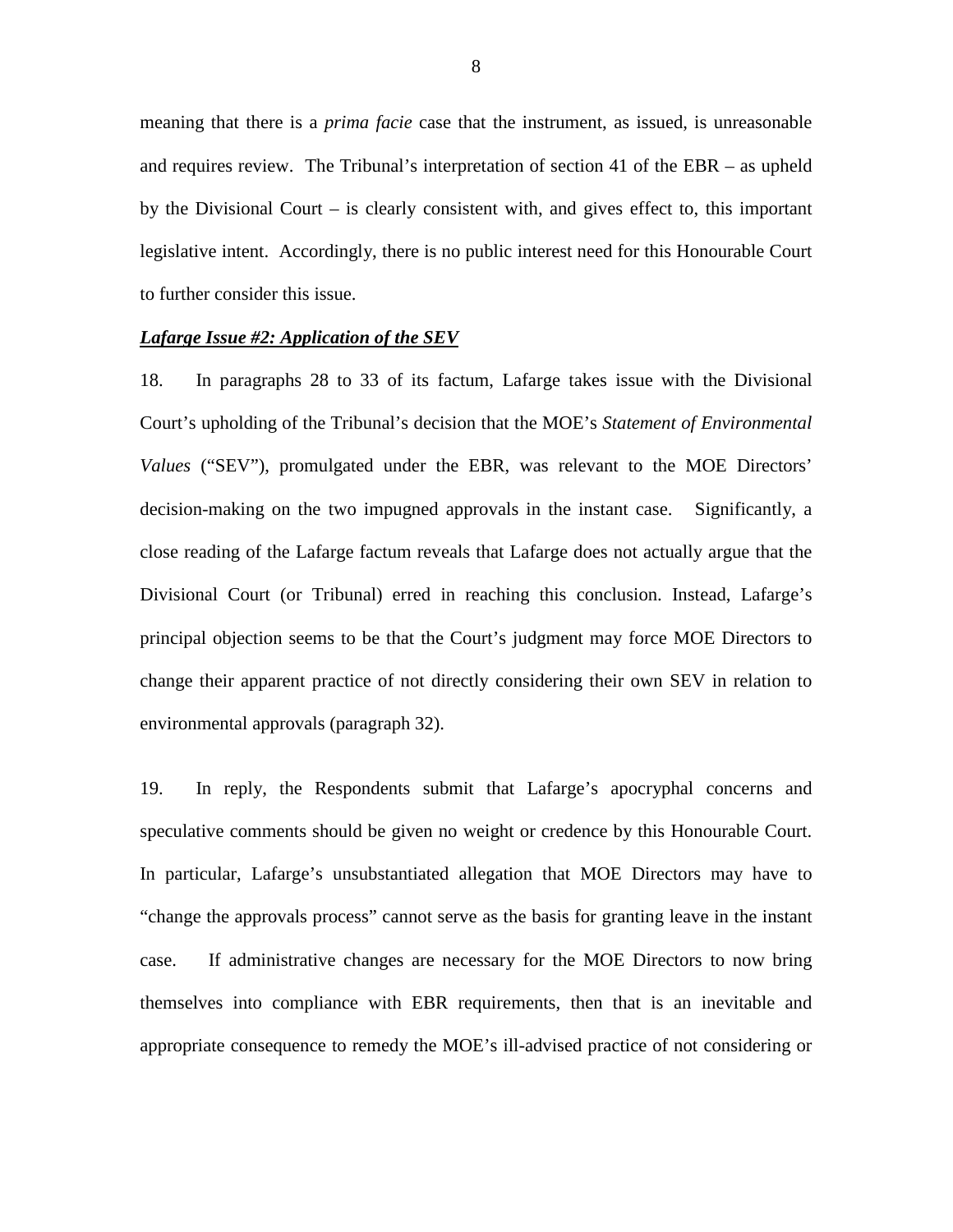meaning that there is a *prima facie* case that the instrument, as issued, is unreasonable and requires review. The Tribunal's interpretation of section 41 of the EBR – as upheld by the Divisional Court – is clearly consistent with, and gives effect to, this important legislative intent. Accordingly, there is no public interest need for this Honourable Court to further consider this issue.

***Lafarge Issue #2: Application of the SEV***

18. In paragraphs 28 to 33 of its factum, Lafarge takes issue with the Divisional Court's upholding of the Tribunal's decision that the MOE's *Statement of Environmental Values* ("SEV"), promulgated under the EBR, was relevant to the MOE Directors' decision-making on the two impugned approvals in the instant case. Significantly, a close reading of the Lafarge factum reveals that Lafarge does not actually argue that the Divisional Court (or Tribunal) erred in reaching this conclusion. Instead, Lafarge's principal objection seems to be that the Court's judgment may force MOE Directors to change their apparent practice of not directly considering their own SEV in relation to environmental approvals (paragraph 32).

19. In reply, the Respondents submit that Lafarge's apocryphal concerns and speculative comments should be given no weight or credence by this Honourable Court. In particular, Lafarge's unsubstantiated allegation that MOE Directors may have to "change the approvals process" cannot serve as the basis for granting leave in the instant case. If administrative changes are necessary for the MOE Directors to now bring themselves into compliance with EBR requirements, then that is an inevitable and appropriate consequence to remedy the MOE's ill-advised practice of not considering or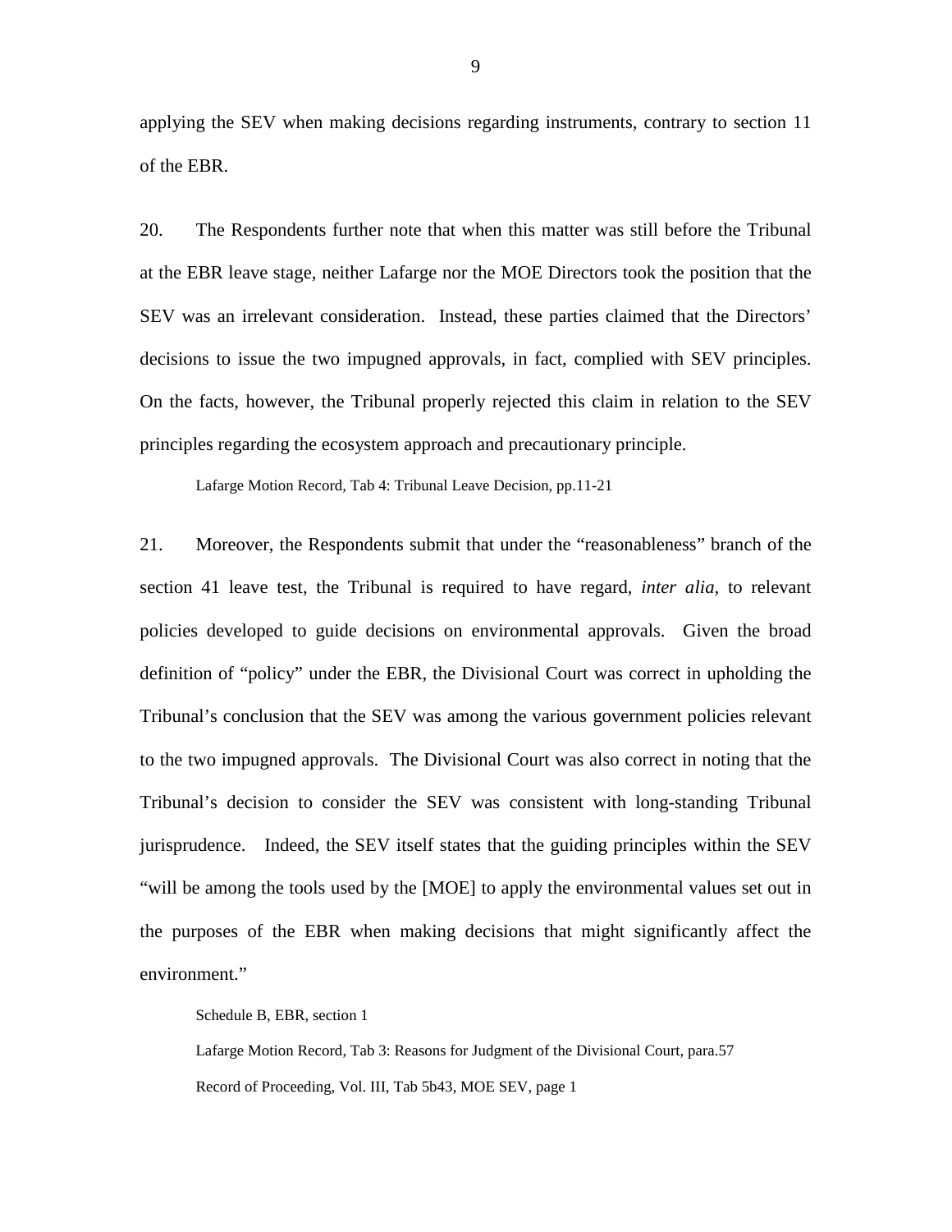applying the SEV when making decisions regarding instruments, contrary to section 11 of the EBR.

20. The Respondents further note that when this matter was still before the Tribunal at the EBR leave stage, neither Lafarge nor the MOE Directors took the position that the SEV was an irrelevant consideration. Instead, these parties claimed that the Directors' decisions to issue the two impugned approvals, in fact, complied with SEV principles. On the facts, however, the Tribunal properly rejected this claim in relation to the SEV principles regarding the ecosystem approach and precautionary principle.

> Lafarge Motion Record, Tab 4: Tribunal Leave Decision, pp.11-21

21. Moreover, the Respondents submit that under the "reasonableness" branch of the section 41 leave test, the Tribunal is required to have regard, *inter alia*, to relevant policies developed to guide decisions on environmental approvals. Given the broad definition of "policy" under the EBR, the Divisional Court was correct in upholding the Tribunal's conclusion that the SEV was among the various government policies relevant to the two impugned approvals. The Divisional Court was also correct in noting that the Tribunal's decision to consider the SEV was consistent with long-standing Tribunal jurisprudence. Indeed, the SEV itself states that the guiding principles within the SEV "will be among the tools used by the [MOE] to apply the environmental values set out in the purposes of the EBR when making decisions that might significantly affect the environment."

> Schedule B, EBR, section 1
>
> Lafarge Motion Record, Tab 3: Reasons for Judgment of the Divisional Court, para.57
>
> Record of Proceeding, Vol. III, Tab 5b43, MOE SEV, page 1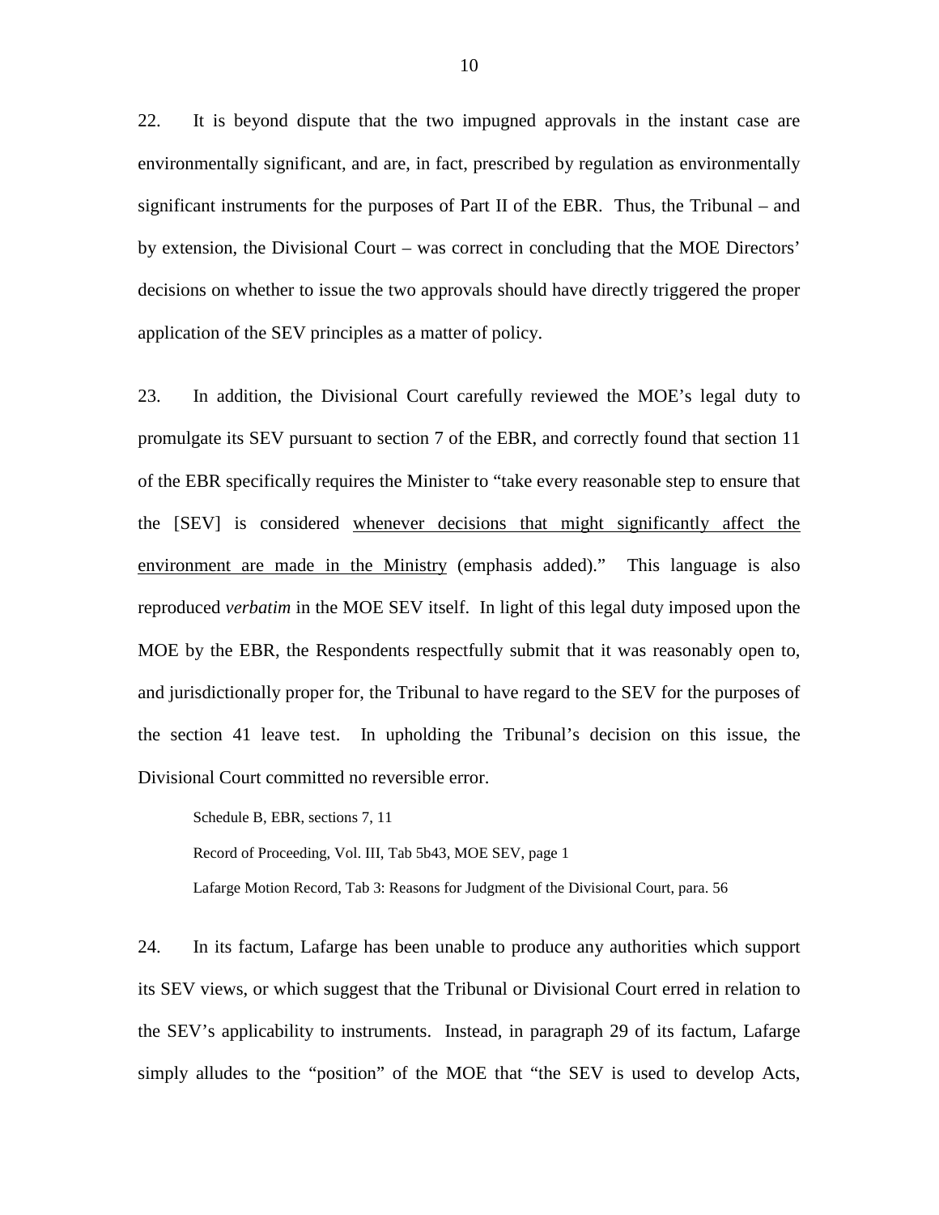22. It is beyond dispute that the two impugned approvals in the instant case are environmentally significant, and are, in fact, prescribed by regulation as environmentally significant instruments for the purposes of Part II of the EBR. Thus, the Tribunal – and by extension, the Divisional Court – was correct in concluding that the MOE Directors' decisions on whether to issue the two approvals should have directly triggered the proper application of the SEV principles as a matter of policy.

23. In addition, the Divisional Court carefully reviewed the MOE's legal duty to promulgate its SEV pursuant to section 7 of the EBR, and correctly found that section 11 of the EBR specifically requires the Minister to "take every reasonable step to ensure that the [SEV] is considered <u>whenever decisions that might significantly affect the environment are made in the Ministry</u> (emphasis added)." This language is also reproduced *verbatim* in the MOE SEV itself. In light of this legal duty imposed upon the MOE by the EBR, the Respondents respectfully submit that it was reasonably open to, and jurisdictionally proper for, the Tribunal to have regard to the SEV for the purposes of the section 41 leave test. In upholding the Tribunal's decision on this issue, the Divisional Court committed no reversible error.

> Schedule B, EBR, sections 7, 11
>
> Record of Proceeding, Vol. III, Tab 5b43, MOE SEV, page 1
>
> Lafarge Motion Record, Tab 3: Reasons for Judgment of the Divisional Court, para. 56

24. In its factum, Lafarge has been unable to produce any authorities which support its SEV views, or which suggest that the Tribunal or Divisional Court erred in relation to the SEV's applicability to instruments. Instead, in paragraph 29 of its factum, Lafarge simply alludes to the "position" of the MOE that "the SEV is used to develop Acts,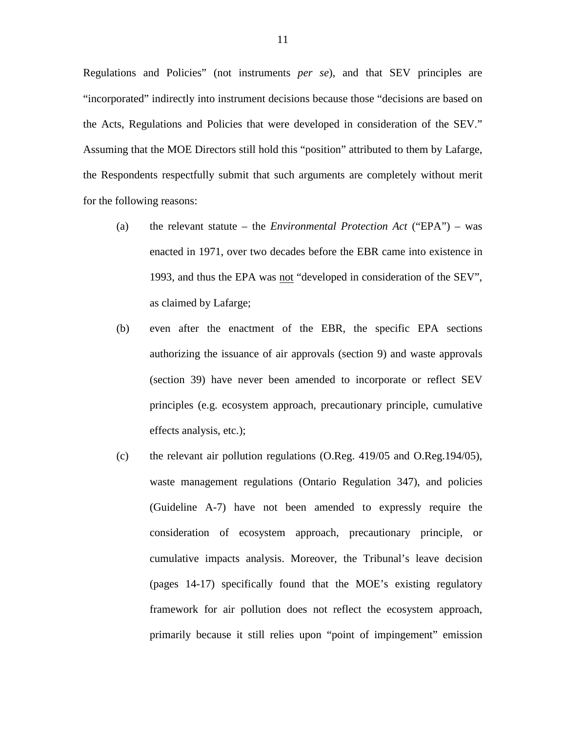Regulations and Policies" (not instruments *per se*), and that SEV principles are "incorporated" indirectly into instrument decisions because those "decisions are based on the Acts, Regulations and Policies that were developed in consideration of the SEV." Assuming that the MOE Directors still hold this "position" attributed to them by Lafarge, the Respondents respectfully submit that such arguments are completely without merit for the following reasons:

(a) the relevant statute – the *Environmental Protection Act* ("EPA") – was enacted in 1971, over two decades before the EBR came into existence in 1993, and thus the EPA was <u>not</u> "developed in consideration of the SEV", as claimed by Lafarge;

(b) even after the enactment of the EBR, the specific EPA sections authorizing the issuance of air approvals (section 9) and waste approvals (section 39) have never been amended to incorporate or reflect SEV principles (e.g. ecosystem approach, precautionary principle, cumulative effects analysis, etc.);

(c) the relevant air pollution regulations (O.Reg. 419/05 and O.Reg.194/05), waste management regulations (Ontario Regulation 347), and policies (Guideline A-7) have not been amended to expressly require the consideration of ecosystem approach, precautionary principle, or cumulative impacts analysis. Moreover, the Tribunal's leave decision (pages 14-17) specifically found that the MOE's existing regulatory framework for air pollution does not reflect the ecosystem approach, primarily because it still relies upon "point of impingement" emission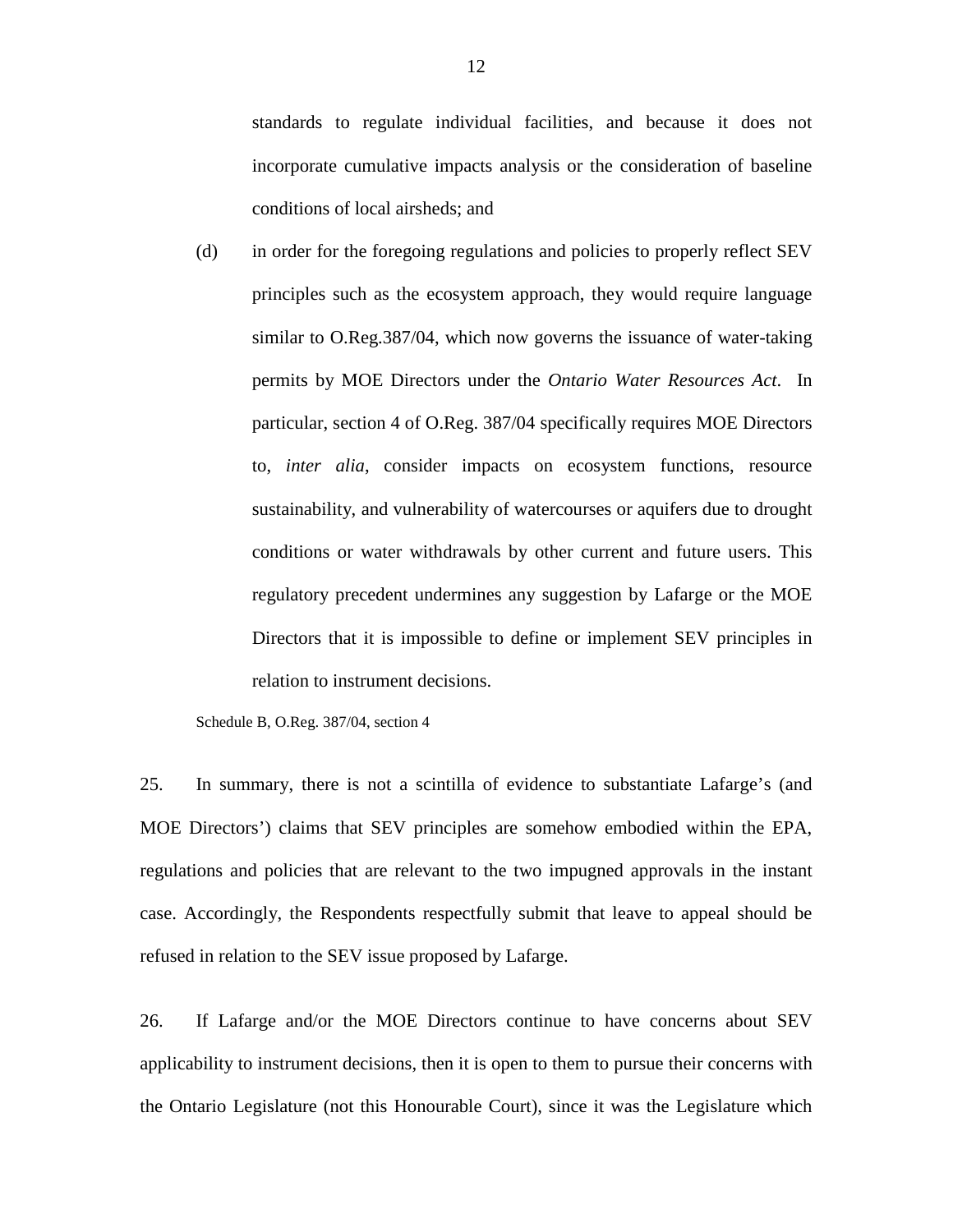standards to regulate individual facilities, and because it does not incorporate cumulative impacts analysis or the consideration of baseline conditions of local airsheds; and

(d) in order for the foregoing regulations and policies to properly reflect SEV principles such as the ecosystem approach, they would require language similar to O.Reg.387/04, which now governs the issuance of water-taking permits by MOE Directors under the *Ontario Water Resources Act*. In particular, section 4 of O.Reg. 387/04 specifically requires MOE Directors to, *inter alia*, consider impacts on ecosystem functions, resource sustainability, and vulnerability of watercourses or aquifers due to drought conditions or water withdrawals by other current and future users. This regulatory precedent undermines any suggestion by Lafarge or the MOE Directors that it is impossible to define or implement SEV principles in relation to instrument decisions.

Schedule B, O.Reg. 387/04, section 4

25. In summary, there is not a scintilla of evidence to substantiate Lafarge's (and MOE Directors') claims that SEV principles are somehow embodied within the EPA, regulations and policies that are relevant to the two impugned approvals in the instant case. Accordingly, the Respondents respectfully submit that leave to appeal should be refused in relation to the SEV issue proposed by Lafarge.

26. If Lafarge and/or the MOE Directors continue to have concerns about SEV applicability to instrument decisions, then it is open to them to pursue their concerns with the Ontario Legislature (not this Honourable Court), since it was the Legislature which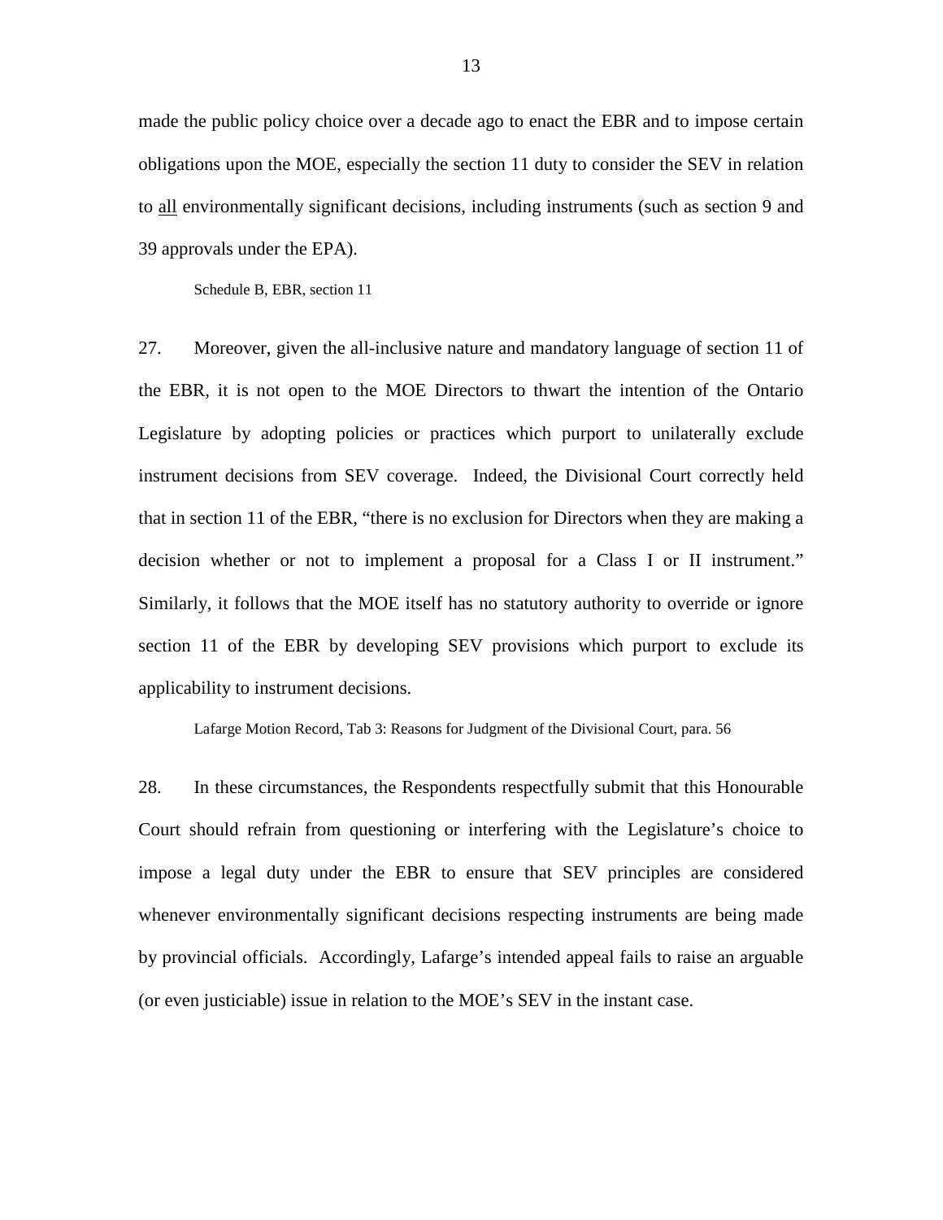made the public policy choice over a decade ago to enact the EBR and to impose certain obligations upon the MOE, especially the section 11 duty to consider the SEV in relation to <u>all</u> environmentally significant decisions, including instruments (such as section 9 and 39 approvals under the EPA).

Schedule B, EBR, section 11

27. Moreover, given the all-inclusive nature and mandatory language of section 11 of the EBR, it is not open to the MOE Directors to thwart the intention of the Ontario Legislature by adopting policies or practices which purport to unilaterally exclude instrument decisions from SEV coverage. Indeed, the Divisional Court correctly held that in section 11 of the EBR, "there is no exclusion for Directors when they are making a decision whether or not to implement a proposal for a Class I or II instrument." Similarly, it follows that the MOE itself has no statutory authority to override or ignore section 11 of the EBR by developing SEV provisions which purport to exclude its applicability to instrument decisions.

Lafarge Motion Record, Tab 3: Reasons for Judgment of the Divisional Court, para. 56

28. In these circumstances, the Respondents respectfully submit that this Honourable Court should refrain from questioning or interfering with the Legislature's choice to impose a legal duty under the EBR to ensure that SEV principles are considered whenever environmentally significant decisions respecting instruments are being made by provincial officials. Accordingly, Lafarge's intended appeal fails to raise an arguable (or even justiciable) issue in relation to the MOE's SEV in the instant case.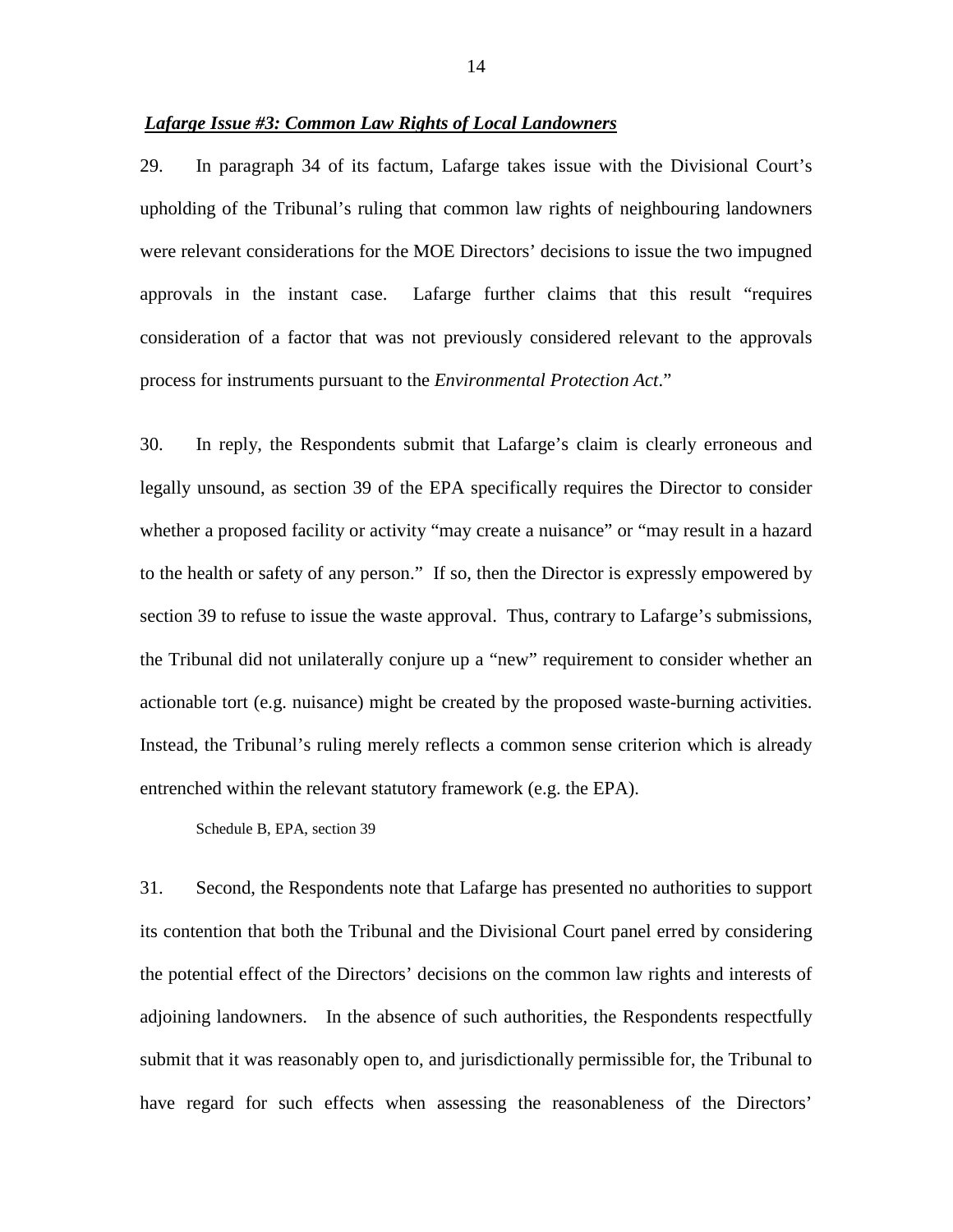***Lafarge Issue #3: Common Law Rights of Local Landowners***

29. In paragraph 34 of its factum, Lafarge takes issue with the Divisional Court's upholding of the Tribunal's ruling that common law rights of neighbouring landowners were relevant considerations for the MOE Directors' decisions to issue the two impugned approvals in the instant case. Lafarge further claims that this result "requires consideration of a factor that was not previously considered relevant to the approvals process for instruments pursuant to the *Environmental Protection Act*."

30. In reply, the Respondents submit that Lafarge's claim is clearly erroneous and legally unsound, as section 39 of the EPA specifically requires the Director to consider whether a proposed facility or activity "may create a nuisance" or "may result in a hazard to the health or safety of any person." If so, then the Director is expressly empowered by section 39 to refuse to issue the waste approval. Thus, contrary to Lafarge's submissions, the Tribunal did not unilaterally conjure up a "new" requirement to consider whether an actionable tort (e.g. nuisance) might be created by the proposed waste-burning activities. Instead, the Tribunal's ruling merely reflects a common sense criterion which is already entrenched within the relevant statutory framework (e.g. the EPA).

Schedule B, EPA, section 39

31. Second, the Respondents note that Lafarge has presented no authorities to support its contention that both the Tribunal and the Divisional Court panel erred by considering the potential effect of the Directors' decisions on the common law rights and interests of adjoining landowners. In the absence of such authorities, the Respondents respectfully submit that it was reasonably open to, and jurisdictionally permissible for, the Tribunal to have regard for such effects when assessing the reasonableness of the Directors'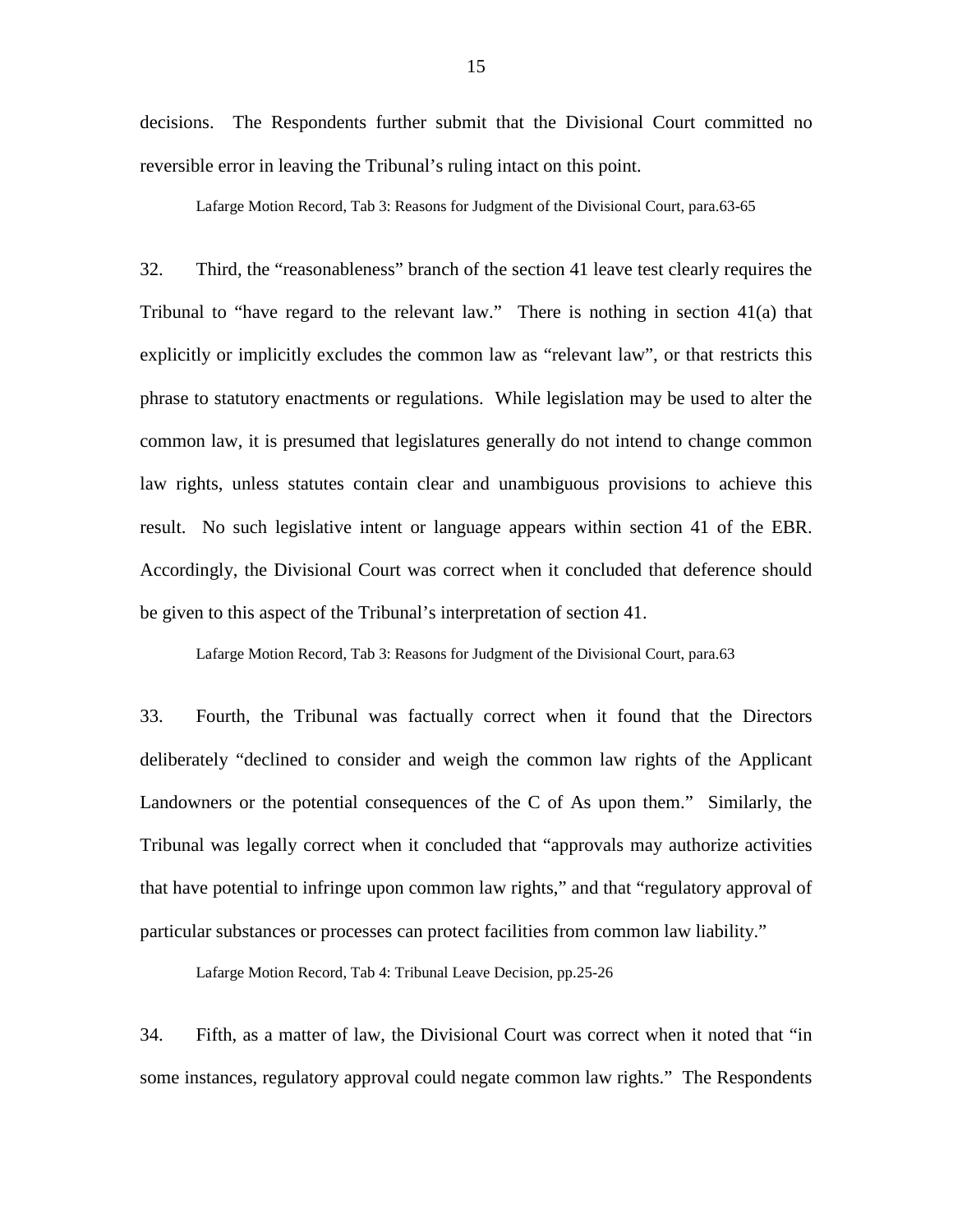decisions. The Respondents further submit that the Divisional Court committed no reversible error in leaving the Tribunal's ruling intact on this point.

Lafarge Motion Record, Tab 3: Reasons for Judgment of the Divisional Court, para.63-65

32. Third, the "reasonableness" branch of the section 41 leave test clearly requires the Tribunal to "have regard to the relevant law." There is nothing in section 41(a) that explicitly or implicitly excludes the common law as "relevant law", or that restricts this phrase to statutory enactments or regulations. While legislation may be used to alter the common law, it is presumed that legislatures generally do not intend to change common law rights, unless statutes contain clear and unambiguous provisions to achieve this result. No such legislative intent or language appears within section 41 of the EBR. Accordingly, the Divisional Court was correct when it concluded that deference should be given to this aspect of the Tribunal's interpretation of section 41.

Lafarge Motion Record, Tab 3: Reasons for Judgment of the Divisional Court, para.63

33. Fourth, the Tribunal was factually correct when it found that the Directors deliberately "declined to consider and weigh the common law rights of the Applicant Landowners or the potential consequences of the C of As upon them." Similarly, the Tribunal was legally correct when it concluded that "approvals may authorize activities that have potential to infringe upon common law rights," and that "regulatory approval of particular substances or processes can protect facilities from common law liability."

Lafarge Motion Record, Tab 4: Tribunal Leave Decision, pp.25-26

34. Fifth, as a matter of law, the Divisional Court was correct when it noted that "in some instances, regulatory approval could negate common law rights." The Respondents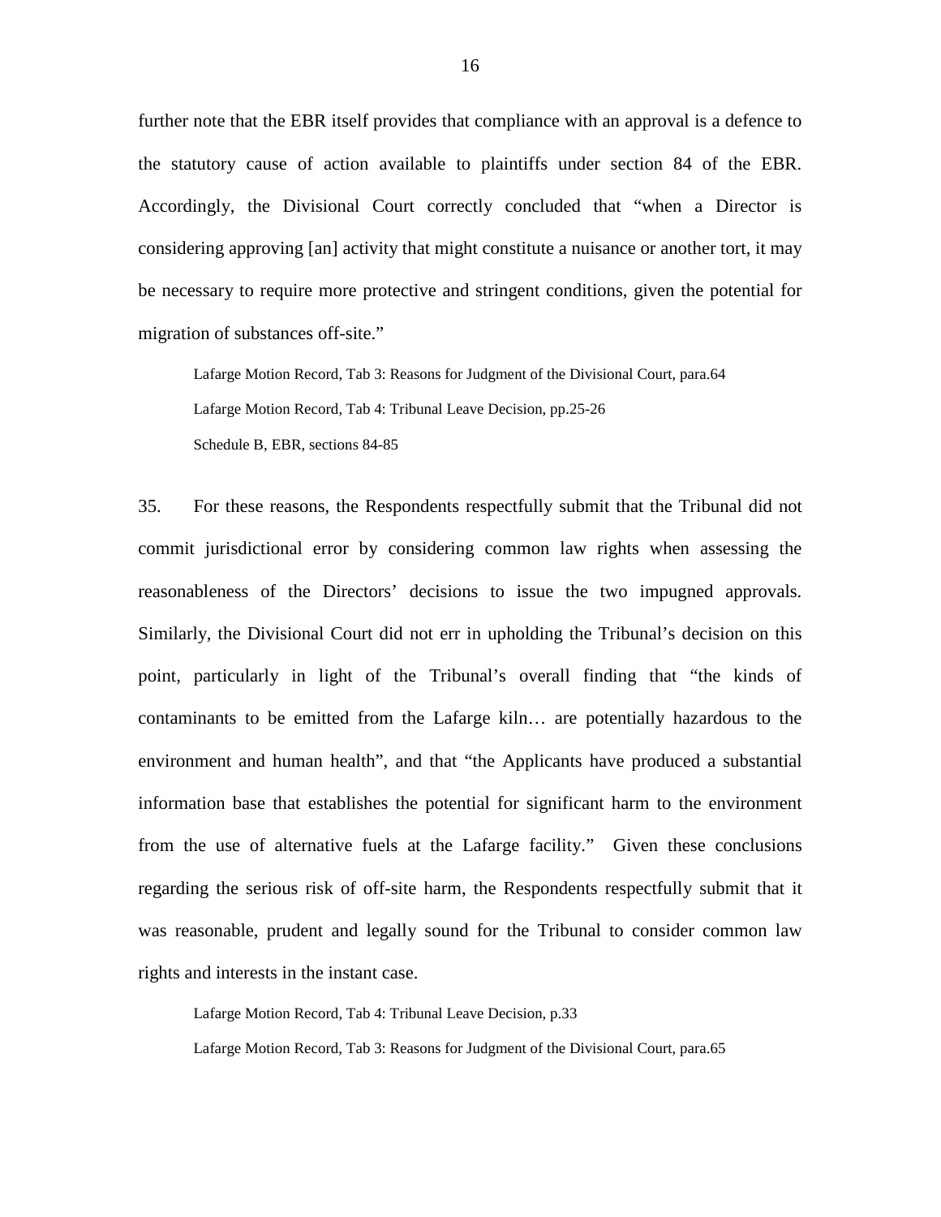further note that the EBR itself provides that compliance with an approval is a defence to the statutory cause of action available to plaintiffs under section 84 of the EBR. Accordingly, the Divisional Court correctly concluded that "when a Director is considering approving [an] activity that might constitute a nuisance or another tort, it may be necessary to require more protective and stringent conditions, given the potential for migration of substances off-site."

> Lafarge Motion Record, Tab 3: Reasons for Judgment of the Divisional Court, para.64
>
> Lafarge Motion Record, Tab 4: Tribunal Leave Decision, pp.25-26
>
> Schedule B, EBR, sections 84-85

35. For these reasons, the Respondents respectfully submit that the Tribunal did not commit jurisdictional error by considering common law rights when assessing the reasonableness of the Directors' decisions to issue the two impugned approvals. Similarly, the Divisional Court did not err in upholding the Tribunal's decision on this point, particularly in light of the Tribunal's overall finding that "the kinds of contaminants to be emitted from the Lafarge kiln… are potentially hazardous to the environment and human health", and that "the Applicants have produced a substantial information base that establishes the potential for significant harm to the environment from the use of alternative fuels at the Lafarge facility." Given these conclusions regarding the serious risk of off-site harm, the Respondents respectfully submit that it was reasonable, prudent and legally sound for the Tribunal to consider common law rights and interests in the instant case.

> Lafarge Motion Record, Tab 4: Tribunal Leave Decision, p.33
>
> Lafarge Motion Record, Tab 3: Reasons for Judgment of the Divisional Court, para.65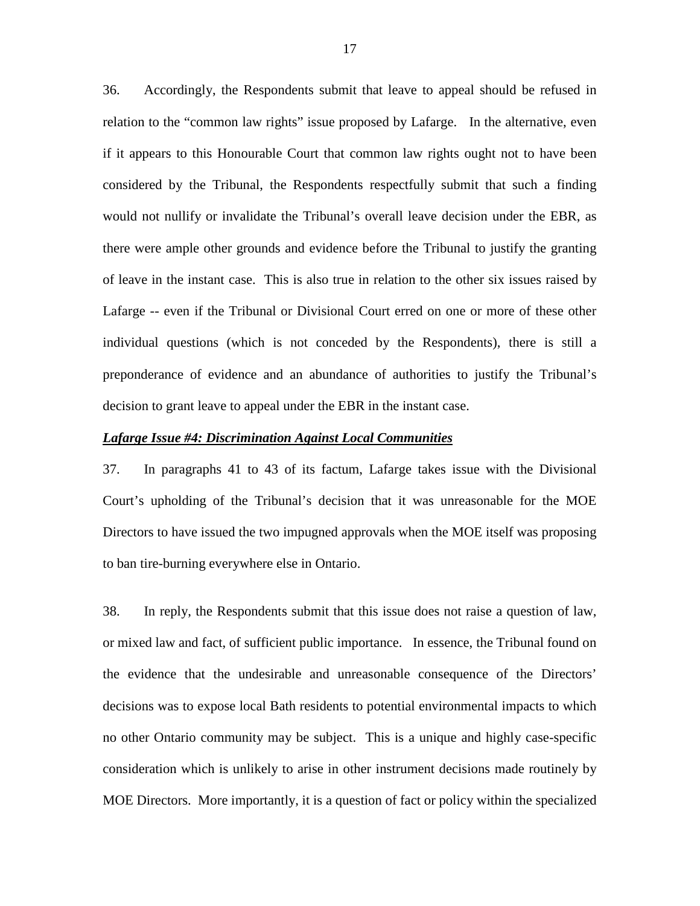36. Accordingly, the Respondents submit that leave to appeal should be refused in relation to the "common law rights" issue proposed by Lafarge. In the alternative, even if it appears to this Honourable Court that common law rights ought not to have been considered by the Tribunal, the Respondents respectfully submit that such a finding would not nullify or invalidate the Tribunal's overall leave decision under the EBR, as there were ample other grounds and evidence before the Tribunal to justify the granting of leave in the instant case. This is also true in relation to the other six issues raised by Lafarge -- even if the Tribunal or Divisional Court erred on one or more of these other individual questions (which is not conceded by the Respondents), there is still a preponderance of evidence and an abundance of authorities to justify the Tribunal's decision to grant leave to appeal under the EBR in the instant case.

***<u>Lafarge Issue #4: Discrimination Against Local Communities</u>***

37. In paragraphs 41 to 43 of its factum, Lafarge takes issue with the Divisional Court's upholding of the Tribunal's decision that it was unreasonable for the MOE Directors to have issued the two impugned approvals when the MOE itself was proposing to ban tire-burning everywhere else in Ontario.

38. In reply, the Respondents submit that this issue does not raise a question of law, or mixed law and fact, of sufficient public importance. In essence, the Tribunal found on the evidence that the undesirable and unreasonable consequence of the Directors' decisions was to expose local Bath residents to potential environmental impacts to which no other Ontario community may be subject. This is a unique and highly case-specific consideration which is unlikely to arise in other instrument decisions made routinely by MOE Directors. More importantly, it is a question of fact or policy within the specialized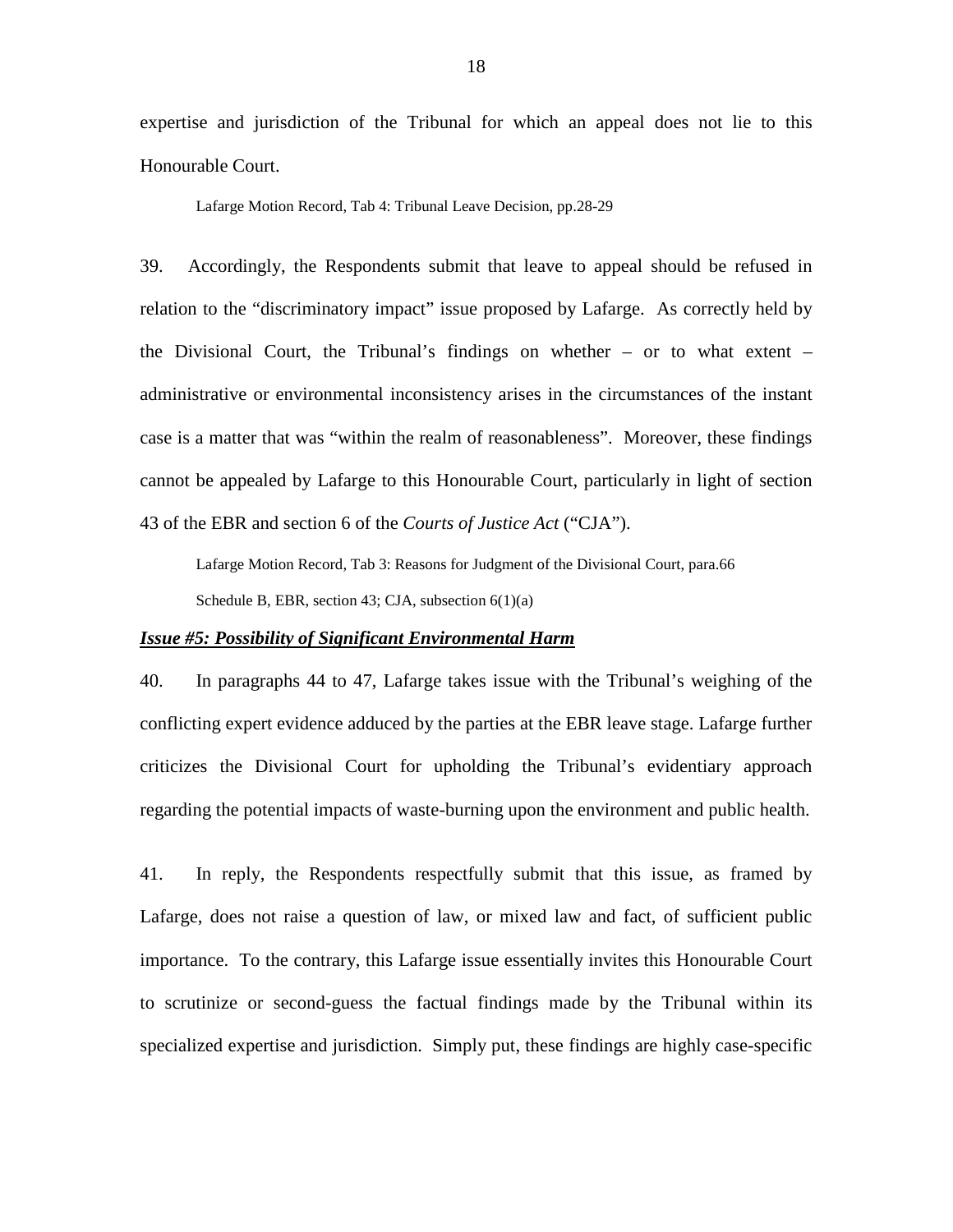expertise and jurisdiction of the Tribunal for which an appeal does not lie to this Honourable Court.

> Lafarge Motion Record, Tab 4: Tribunal Leave Decision, pp.28-29

39. Accordingly, the Respondents submit that leave to appeal should be refused in relation to the "discriminatory impact" issue proposed by Lafarge. As correctly held by the Divisional Court, the Tribunal's findings on whether – or to what extent – administrative or environmental inconsistency arises in the circumstances of the instant case is a matter that was "within the realm of reasonableness". Moreover, these findings cannot be appealed by Lafarge to this Honourable Court, particularly in light of section 43 of the EBR and section 6 of the *Courts of Justice Act* ("CJA").

> Lafarge Motion Record, Tab 3: Reasons for Judgment of the Divisional Court, para.66
>
> Schedule B, EBR, section 43; CJA, subsection 6(1)(a)

***Issue #5: Possibility of Significant Environmental Harm***

40. In paragraphs 44 to 47, Lafarge takes issue with the Tribunal's weighing of the conflicting expert evidence adduced by the parties at the EBR leave stage. Lafarge further criticizes the Divisional Court for upholding the Tribunal's evidentiary approach regarding the potential impacts of waste-burning upon the environment and public health.

41. In reply, the Respondents respectfully submit that this issue, as framed by Lafarge, does not raise a question of law, or mixed law and fact, of sufficient public importance. To the contrary, this Lafarge issue essentially invites this Honourable Court to scrutinize or second-guess the factual findings made by the Tribunal within its specialized expertise and jurisdiction. Simply put, these findings are highly case-specific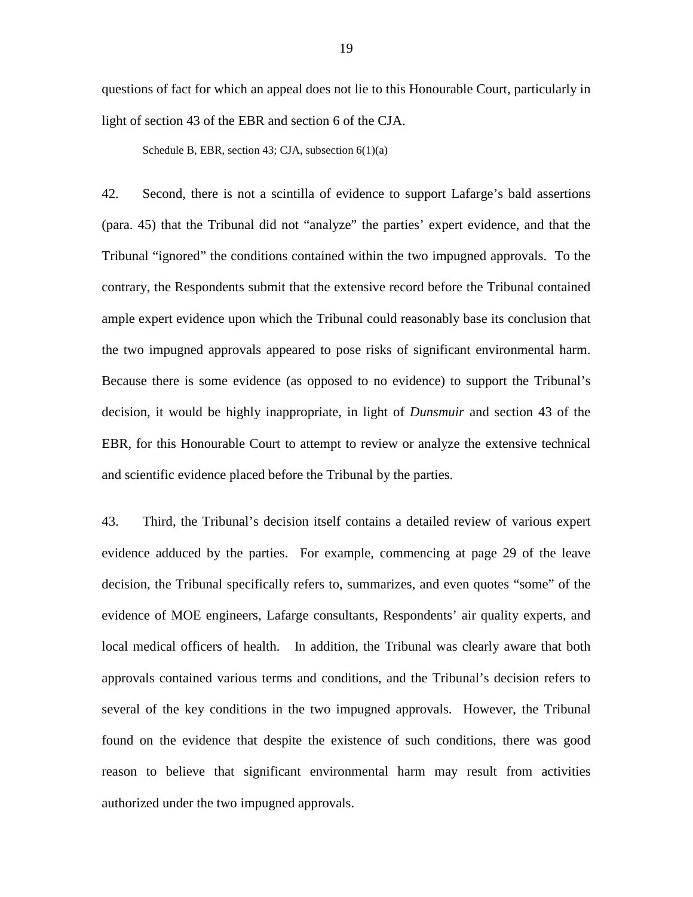questions of fact for which an appeal does not lie to this Honourable Court, particularly in light of section 43 of the EBR and section 6 of the CJA.

Schedule B, EBR, section 43; CJA, subsection 6(1)(a)

42. Second, there is not a scintilla of evidence to support Lafarge's bald assertions (para. 45) that the Tribunal did not "analyze" the parties' expert evidence, and that the Tribunal "ignored" the conditions contained within the two impugned approvals. To the contrary, the Respondents submit that the extensive record before the Tribunal contained ample expert evidence upon which the Tribunal could reasonably base its conclusion that the two impugned approvals appeared to pose risks of significant environmental harm. Because there is some evidence (as opposed to no evidence) to support the Tribunal's decision, it would be highly inappropriate, in light of *Dunsmuir* and section 43 of the EBR, for this Honourable Court to attempt to review or analyze the extensive technical and scientific evidence placed before the Tribunal by the parties.

43. Third, the Tribunal's decision itself contains a detailed review of various expert evidence adduced by the parties. For example, commencing at page 29 of the leave decision, the Tribunal specifically refers to, summarizes, and even quotes "some" of the evidence of MOE engineers, Lafarge consultants, Respondents' air quality experts, and local medical officers of health. In addition, the Tribunal was clearly aware that both approvals contained various terms and conditions, and the Tribunal's decision refers to several of the key conditions in the two impugned approvals. However, the Tribunal found on the evidence that despite the existence of such conditions, there was good reason to believe that significant environmental harm may result from activities authorized under the two impugned approvals.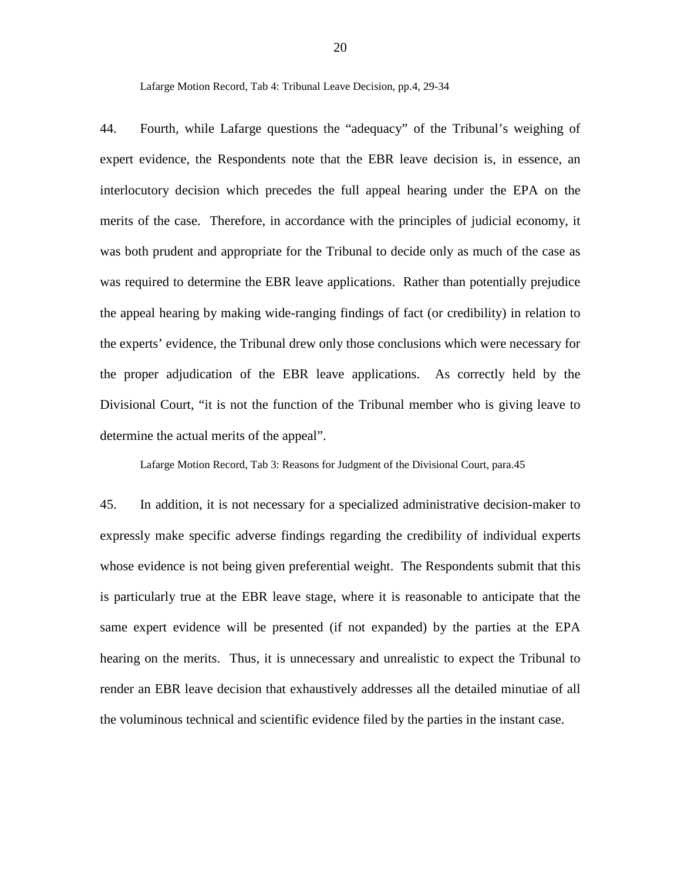Lafarge Motion Record, Tab 4: Tribunal Leave Decision, pp.4, 29-34

44. Fourth, while Lafarge questions the "adequacy" of the Tribunal's weighing of expert evidence, the Respondents note that the EBR leave decision is, in essence, an interlocutory decision which precedes the full appeal hearing under the EPA on the merits of the case. Therefore, in accordance with the principles of judicial economy, it was both prudent and appropriate for the Tribunal to decide only as much of the case as was required to determine the EBR leave applications. Rather than potentially prejudice the appeal hearing by making wide-ranging findings of fact (or credibility) in relation to the experts' evidence, the Tribunal drew only those conclusions which were necessary for the proper adjudication of the EBR leave applications. As correctly held by the Divisional Court, "it is not the function of the Tribunal member who is giving leave to determine the actual merits of the appeal".

Lafarge Motion Record, Tab 3: Reasons for Judgment of the Divisional Court, para.45

45. In addition, it is not necessary for a specialized administrative decision-maker to expressly make specific adverse findings regarding the credibility of individual experts whose evidence is not being given preferential weight. The Respondents submit that this is particularly true at the EBR leave stage, where it is reasonable to anticipate that the same expert evidence will be presented (if not expanded) by the parties at the EPA hearing on the merits. Thus, it is unnecessary and unrealistic to expect the Tribunal to render an EBR leave decision that exhaustively addresses all the detailed minutiae of all the voluminous technical and scientific evidence filed by the parties in the instant case.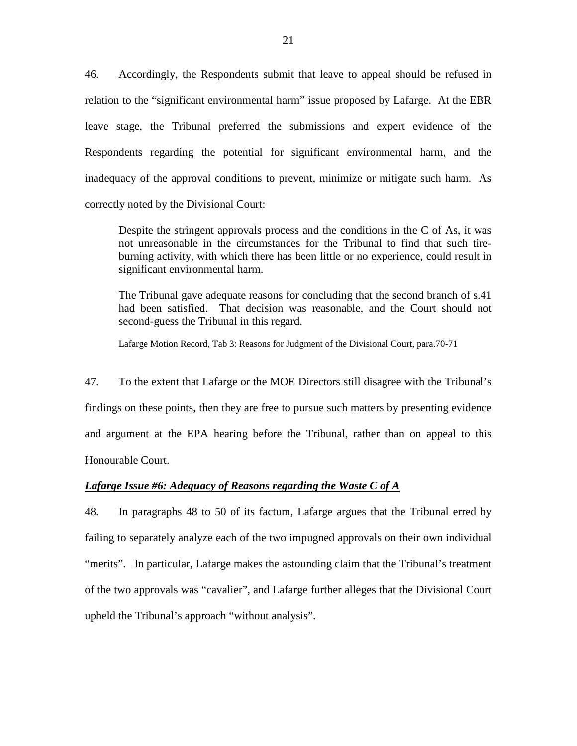46. Accordingly, the Respondents submit that leave to appeal should be refused in relation to the "significant environmental harm" issue proposed by Lafarge. At the EBR leave stage, the Tribunal preferred the submissions and expert evidence of the Respondents regarding the potential for significant environmental harm, and the inadequacy of the approval conditions to prevent, minimize or mitigate such harm. As correctly noted by the Divisional Court:

> Despite the stringent approvals process and the conditions in the C of As, it was not unreasonable in the circumstances for the Tribunal to find that such tire-burning activity, with which there has been little or no experience, could result in significant environmental harm.
>
> The Tribunal gave adequate reasons for concluding that the second branch of s.41 had been satisfied. That decision was reasonable, and the Court should not second-guess the Tribunal in this regard.
>
> Lafarge Motion Record, Tab 3: Reasons for Judgment of the Divisional Court, para.70-71

47. To the extent that Lafarge or the MOE Directors still disagree with the Tribunal's findings on these points, then they are free to pursue such matters by presenting evidence and argument at the EPA hearing before the Tribunal, rather than on appeal to this Honourable Court.

***<u>Lafarge Issue #6: Adequacy of Reasons regarding the Waste C of A</u>***

48. In paragraphs 48 to 50 of its factum, Lafarge argues that the Tribunal erred by failing to separately analyze each of the two impugned approvals on their own individual "merits". In particular, Lafarge makes the astounding claim that the Tribunal's treatment of the two approvals was "cavalier", and Lafarge further alleges that the Divisional Court upheld the Tribunal's approach "without analysis".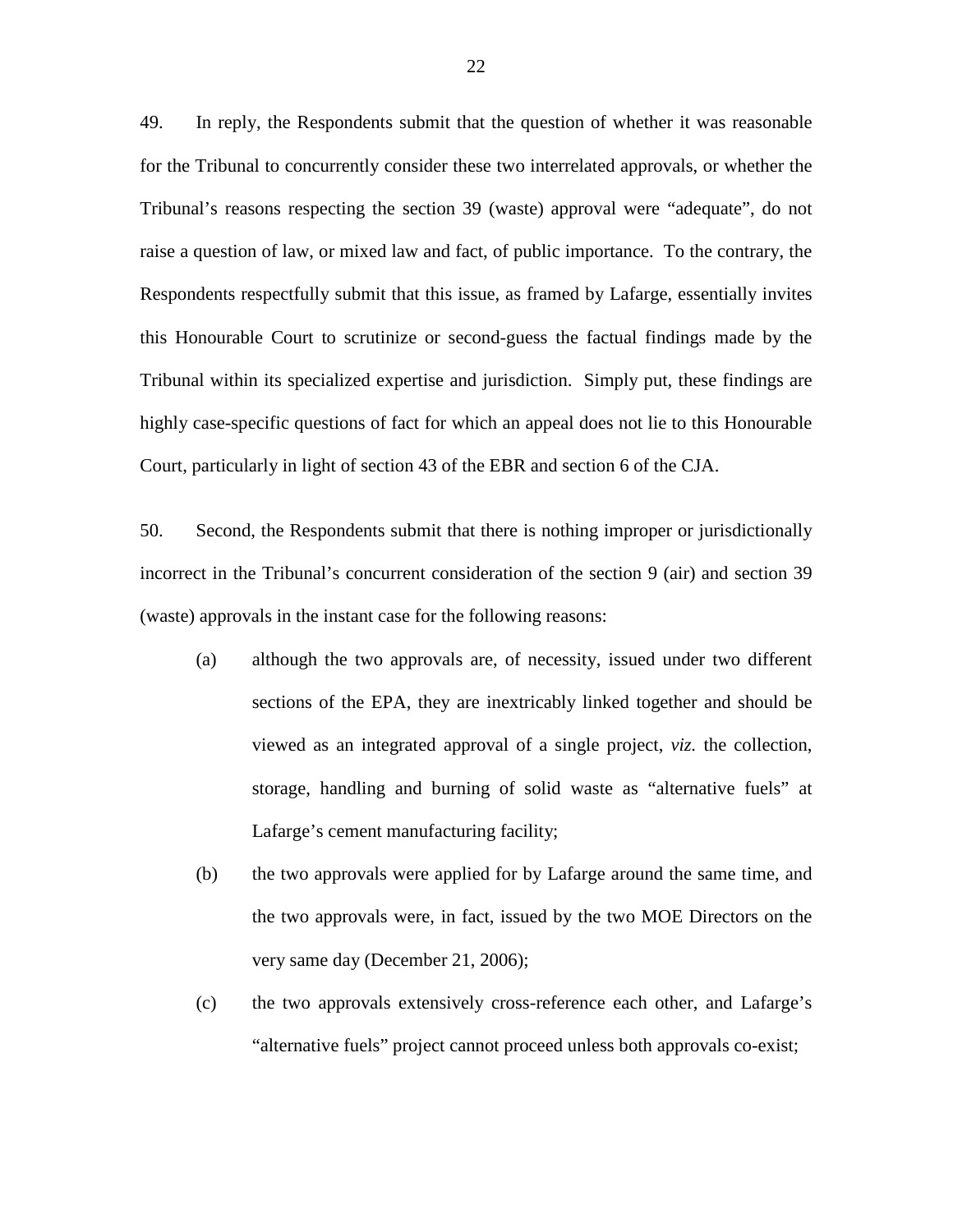49. In reply, the Respondents submit that the question of whether it was reasonable for the Tribunal to concurrently consider these two interrelated approvals, or whether the Tribunal's reasons respecting the section 39 (waste) approval were "adequate", do not raise a question of law, or mixed law and fact, of public importance. To the contrary, the Respondents respectfully submit that this issue, as framed by Lafarge, essentially invites this Honourable Court to scrutinize or second-guess the factual findings made by the Tribunal within its specialized expertise and jurisdiction. Simply put, these findings are highly case-specific questions of fact for which an appeal does not lie to this Honourable Court, particularly in light of section 43 of the EBR and section 6 of the CJA.

50. Second, the Respondents submit that there is nothing improper or jurisdictionally incorrect in the Tribunal's concurrent consideration of the section 9 (air) and section 39 (waste) approvals in the instant case for the following reasons:

(a) although the two approvals are, of necessity, issued under two different sections of the EPA, they are inextricably linked together and should be viewed as an integrated approval of a single project, *viz.* the collection, storage, handling and burning of solid waste as "alternative fuels" at Lafarge's cement manufacturing facility;

(b) the two approvals were applied for by Lafarge around the same time, and the two approvals were, in fact, issued by the two MOE Directors on the very same day (December 21, 2006);

(c) the two approvals extensively cross-reference each other, and Lafarge's "alternative fuels" project cannot proceed unless both approvals co-exist;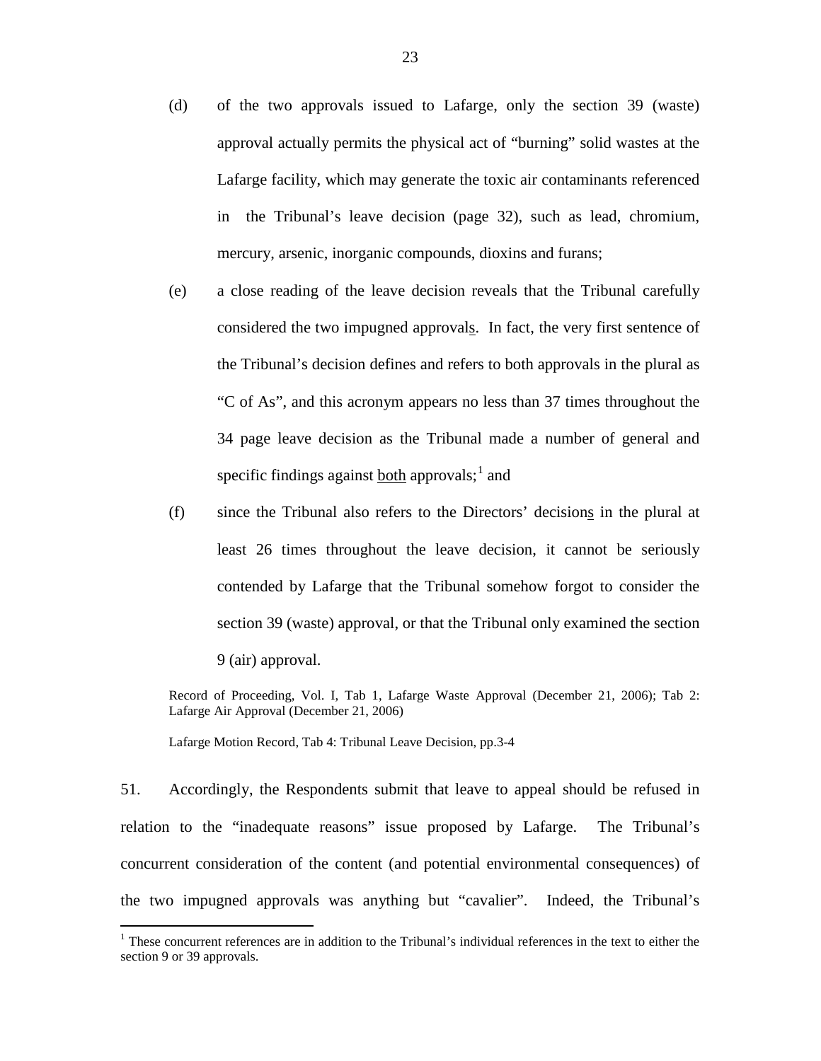(d) of the two approvals issued to Lafarge, only the section 39 (waste) approval actually permits the physical act of "burning" solid wastes at the Lafarge facility, which may generate the toxic air contaminants referenced in the Tribunal's leave decision (page 32), such as lead, chromium, mercury, arsenic, inorganic compounds, dioxins and furans;

(e) a close reading of the leave decision reveals that the Tribunal carefully considered the two impugned approval<u>s</u>. In fact, the very first sentence of the Tribunal's decision defines and refers to both approvals in the plural as "C of As", and this acronym appears no less than 37 times throughout the 34 page leave decision as the Tribunal made a number of general and specific findings against <u>both</u> approvals;[1] and

(f) since the Tribunal also refers to the Directors' decision<u>s</u> in the plural at least 26 times throughout the leave decision, it cannot be seriously contended by Lafarge that the Tribunal somehow forgot to consider the section 39 (waste) approval, or that the Tribunal only examined the section 9 (air) approval.

Record of Proceeding, Vol. I, Tab 1, Lafarge Waste Approval (December 21, 2006); Tab 2: Lafarge Air Approval (December 21, 2006)

Lafarge Motion Record, Tab 4: Tribunal Leave Decision, pp.3-4

51. Accordingly, the Respondents submit that leave to appeal should be refused in relation to the "inadequate reasons" issue proposed by Lafarge. The Tribunal's concurrent consideration of the content (and potential environmental consequences) of the two impugned approvals was anything but "cavalier". Indeed, the Tribunal's

---

[1] These concurrent references are in addition to the Tribunal's individual references in the text to either the section 9 or 39 approvals.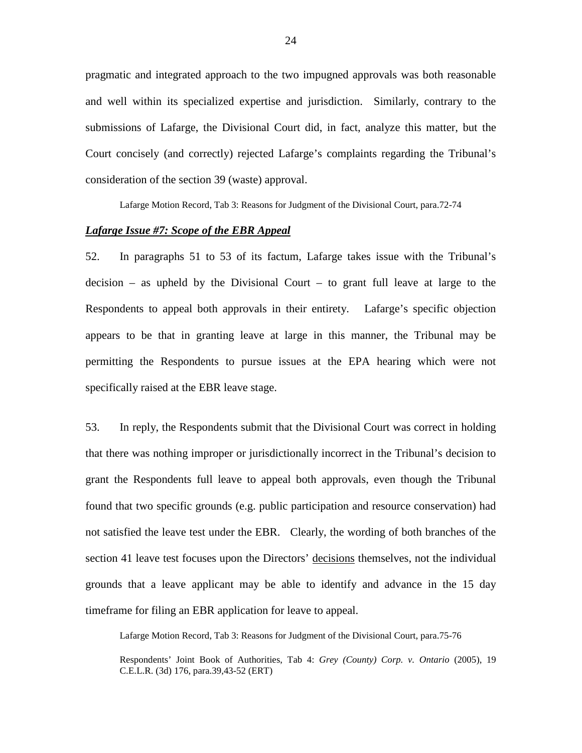pragmatic and integrated approach to the two impugned approvals was both reasonable and well within its specialized expertise and jurisdiction. Similarly, contrary to the submissions of Lafarge, the Divisional Court did, in fact, analyze this matter, but the Court concisely (and correctly) rejected Lafarge's complaints regarding the Tribunal's consideration of the section 39 (waste) approval.

> Lafarge Motion Record, Tab 3: Reasons for Judgment of the Divisional Court, para.72-74

***Lafarge Issue #7: Scope of the EBR Appeal***

52. In paragraphs 51 to 53 of its factum, Lafarge takes issue with the Tribunal's decision – as upheld by the Divisional Court – to grant full leave at large to the Respondents to appeal both approvals in their entirety. Lafarge's specific objection appears to be that in granting leave at large in this manner, the Tribunal may be permitting the Respondents to pursue issues at the EPA hearing which were not specifically raised at the EBR leave stage.

53. In reply, the Respondents submit that the Divisional Court was correct in holding that there was nothing improper or jurisdictionally incorrect in the Tribunal's decision to grant the Respondents full leave to appeal both approvals, even though the Tribunal found that two specific grounds (e.g. public participation and resource conservation) had not satisfied the leave test under the EBR. Clearly, the wording of both branches of the section 41 leave test focuses upon the Directors' <u>decisions</u> themselves, not the individual grounds that a leave applicant may be able to identify and advance in the 15 day timeframe for filing an EBR application for leave to appeal.

> Lafarge Motion Record, Tab 3: Reasons for Judgment of the Divisional Court, para.75-76
>
> Respondents' Joint Book of Authorities, Tab 4: *Grey (County) Corp. v. Ontario* (2005), 19 C.E.L.R. (3d) 176, para.39,43-52 (ERT)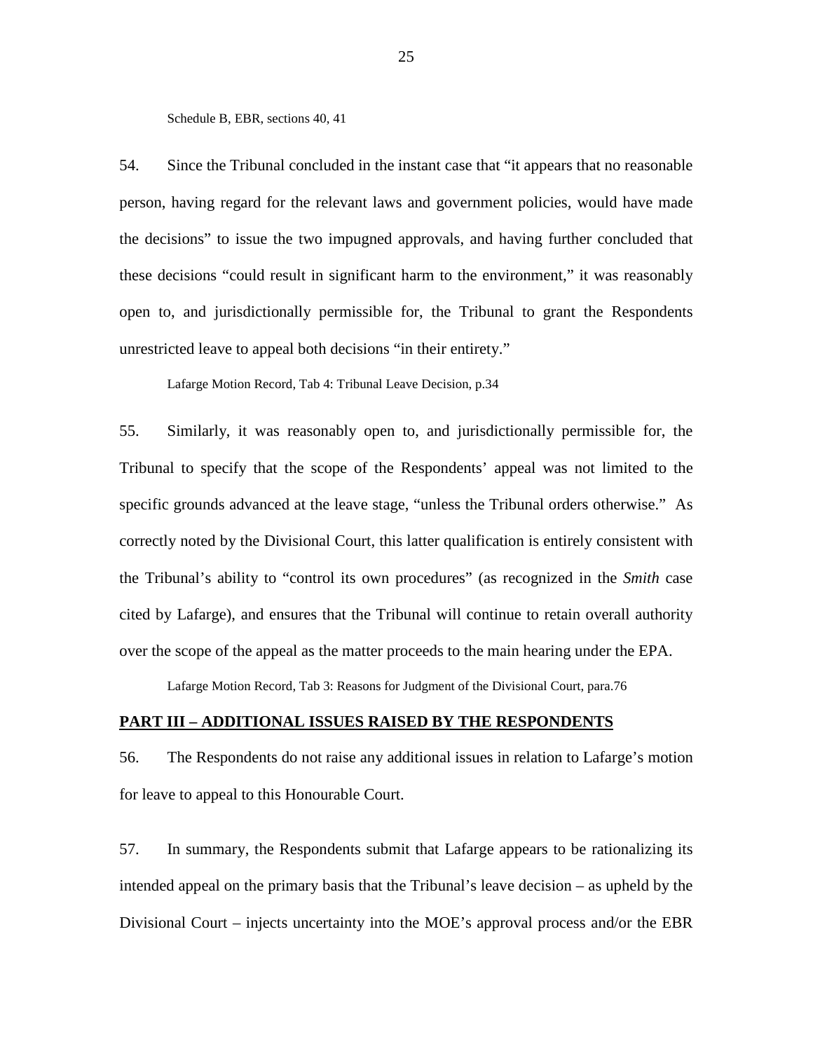Schedule B, EBR, sections 40, 41

54. Since the Tribunal concluded in the instant case that "it appears that no reasonable person, having regard for the relevant laws and government policies, would have made the decisions" to issue the two impugned approvals, and having further concluded that these decisions "could result in significant harm to the environment," it was reasonably open to, and jurisdictionally permissible for, the Tribunal to grant the Respondents unrestricted leave to appeal both decisions "in their entirety."

Lafarge Motion Record, Tab 4: Tribunal Leave Decision, p.34

55. Similarly, it was reasonably open to, and jurisdictionally permissible for, the Tribunal to specify that the scope of the Respondents' appeal was not limited to the specific grounds advanced at the leave stage, "unless the Tribunal orders otherwise." As correctly noted by the Divisional Court, this latter qualification is entirely consistent with the Tribunal's ability to "control its own procedures" (as recognized in the *Smith* case cited by Lafarge), and ensures that the Tribunal will continue to retain overall authority over the scope of the appeal as the matter proceeds to the main hearing under the EPA.

Lafarge Motion Record, Tab 3: Reasons for Judgment of the Divisional Court, para.76

## PART III – ADDITIONAL ISSUES RAISED BY THE RESPONDENTS

56. The Respondents do not raise any additional issues in relation to Lafarge's motion for leave to appeal to this Honourable Court.

57. In summary, the Respondents submit that Lafarge appears to be rationalizing its intended appeal on the primary basis that the Tribunal's leave decision – as upheld by the Divisional Court – injects uncertainty into the MOE's approval process and/or the EBR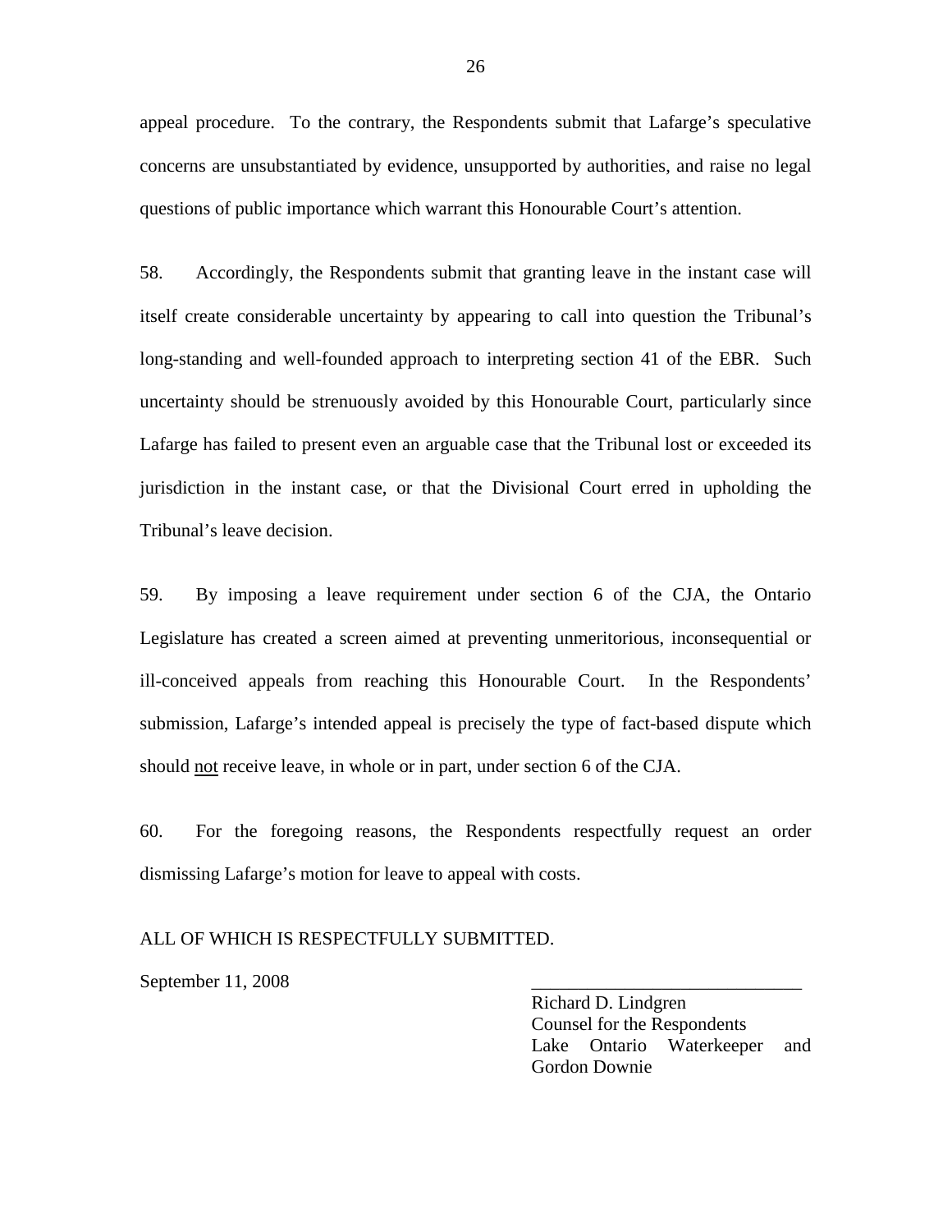appeal procedure. To the contrary, the Respondents submit that Lafarge's speculative concerns are unsubstantiated by evidence, unsupported by authorities, and raise no legal questions of public importance which warrant this Honourable Court's attention.

58. Accordingly, the Respondents submit that granting leave in the instant case will itself create considerable uncertainty by appearing to call into question the Tribunal's long-standing and well-founded approach to interpreting section 41 of the EBR. Such uncertainty should be strenuously avoided by this Honourable Court, particularly since Lafarge has failed to present even an arguable case that the Tribunal lost or exceeded its jurisdiction in the instant case, or that the Divisional Court erred in upholding the Tribunal's leave decision.

59. By imposing a leave requirement under section 6 of the CJA, the Ontario Legislature has created a screen aimed at preventing unmeritorious, inconsequential or ill-conceived appeals from reaching this Honourable Court. In the Respondents' submission, Lafarge's intended appeal is precisely the type of fact-based dispute which should <u>not</u> receive leave, in whole or in part, under section 6 of the CJA.

60. For the foregoing reasons, the Respondents respectfully request an order dismissing Lafarge's motion for leave to appeal with costs.

ALL OF WHICH IS RESPECTFULLY SUBMITTED.

September 11, 2008

\_\_\_\_\_\_\_\_\_\_\_\_\_\_\_\_\_\_\_\_\_\_\_\_\_\_\_\_\_\_

Richard D. Lindgren
Counsel for the Respondents
Lake Ontario Waterkeeper and Gordon Downie